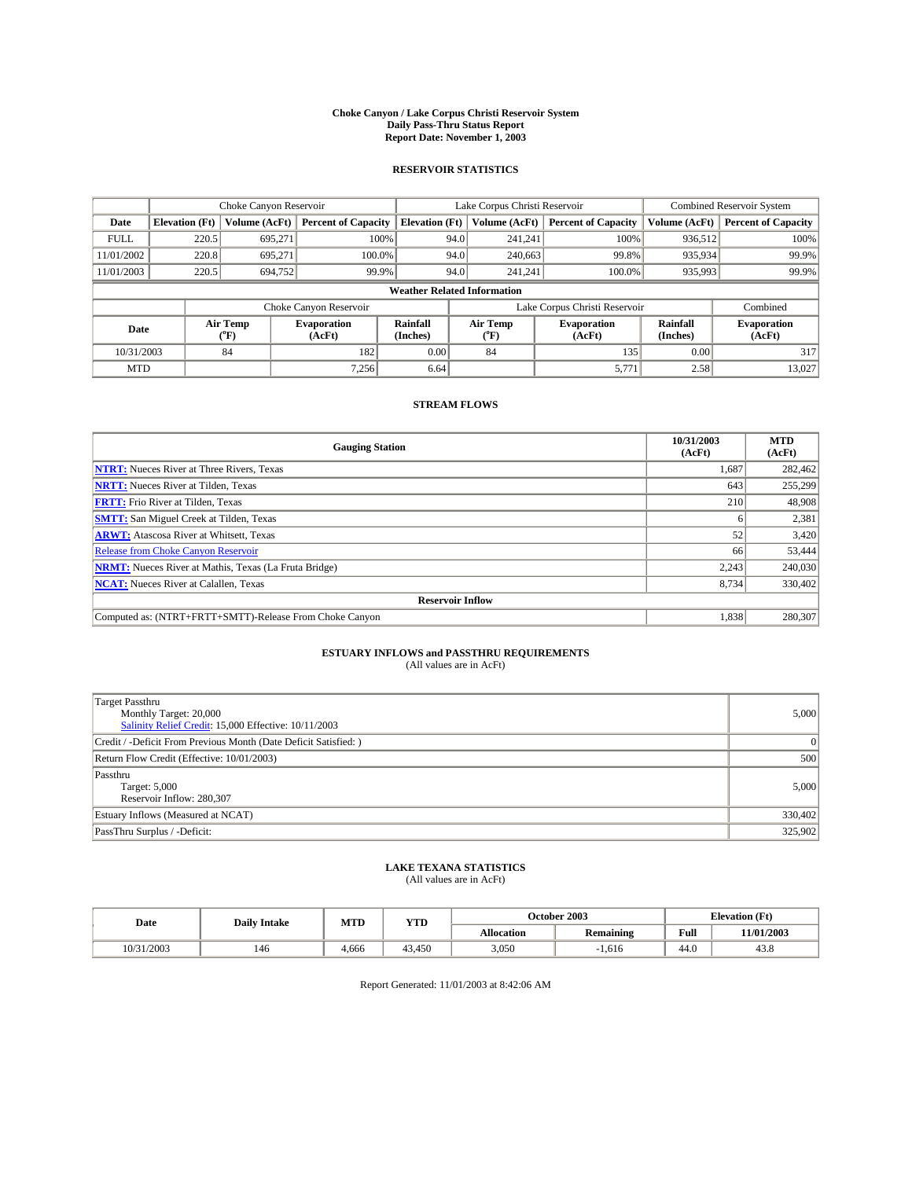# Choke Canyon / Lake Corpus Christi Reservoir System
## Daily Pass-Thru Status Report
## Report Date: November 1, 2003

### RESERVOIR STATISTICS

| | Choke Canyon Reservoir | | | Lake Corpus Christi Reservoir | | | Combined Reservoir System | |
|---|---|---|---|---|---|---|---|---|
| Date | Elevation (Ft) | Volume (AcFt) | Percent of Capacity | Elevation (Ft) | Volume (AcFt) | Percent of Capacity | Volume (AcFt) | Percent of Capacity |
| FULL | 220.5 | 695,271 | 100% | 94.0 | 241,241 | 100% | 936,512 | 100% |
| 11/01/2002 | 220.8 | 695,271 | 100.0% | 94.0 | 240,663 | 99.8% | 935,934 | 99.9% |
| 11/01/2003 | 220.5 | 694,752 | 99.9% | 94.0 | 241,241 | 100.0% | 935,993 | 99.9% |

**Weather Related Information**

| | Choke Canyon Reservoir | | | Lake Corpus Christi Reservoir | | | Combined |
|---|---|---|---|---|---|---|---|
| Date | Air Temp (°F) | Evaporation (AcFt) | Rainfall (Inches) | Air Temp (°F) | Evaporation (AcFt) | Rainfall (Inches) | Evaporation (AcFt) |
| 10/31/2003 | 84 | 182 | 0.00 | 84 | 135 | 0.00 | 317 |
| MTD | | 7,256 | 6.64 | | 5,771 | 2.58 | 13,027 |

### STREAM FLOWS

| Gauging Station | 10/31/2003 (AcFt) | MTD (AcFt) |
|---|---|---|
| NTRT: Nueces River at Three Rivers, Texas | 1,687 | 282,462 |
| NRTT: Nueces River at Tilden, Texas | 643 | 255,299 |
| FRTT: Frio River at Tilden, Texas | 210 | 48,908 |
| SMTT: San Miguel Creek at Tilden, Texas | 6 | 2,381 |
| ARWT: Atascosa River at Whitsett, Texas | 52 | 3,420 |
| Release from Choke Canyon Reservoir | 66 | 53,444 |
| NRMT: Nueces River at Mathis, Texas (La Fruta Bridge) | 2,243 | 240,030 |
| NCAT: Nueces River at Calallen, Texas | 8,734 | 330,402 |
| **Reservoir Inflow** | | |
| Computed as: (NTRT+FRTT+SMTT)-Release From Choke Canyon | 1,838 | 280,307 |

### ESTUARY INFLOWS and PASSTHRU REQUIREMENTS
(All values are in AcFt)

| | |
|---|---|
| Target Passthru<br>Monthly Target: 20,000<br>Salinity Relief Credit: 15,000 Effective: 10/11/2003 | 5,000 |
| Credit / -Deficit From Previous Month (Date Deficit Satisfied: ) | 0 |
| Return Flow Credit (Effective: 10/01/2003) | 500 |
| Passthru<br>Target: 5,000<br>Reservoir Inflow: 280,307 | 5,000 |
| Estuary Inflows (Measured at NCAT) | 330,402 |
| PassThru Surplus / -Deficit: | 325,902 |

### LAKE TEXANA STATISTICS
(All values are in AcFt)

| Date | Daily Intake | MTD | YTD | October 2003 | | Elevation (Ft) | |
|---|---|---|---|---|---|---|---|
| | | | | Allocation | Remaining | Full | 11/01/2003 |
| 10/31/2003 | 146 | 4,666 | 43,450 | 3,050 | -1,616 | 44.0 | 43.8 |

Report Generated: 11/01/2003 at 8:42:06 AM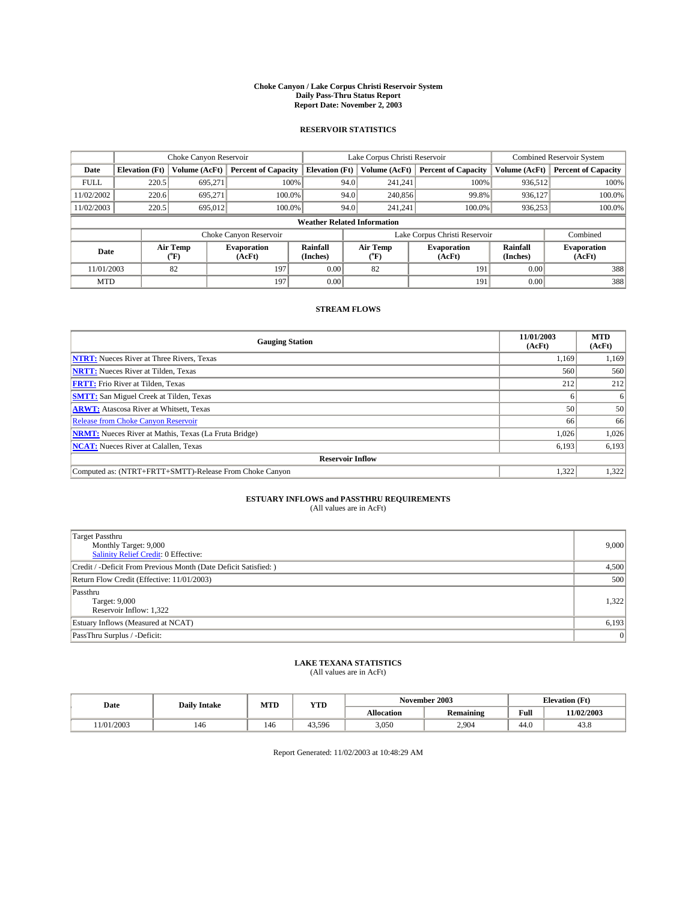# Choke Canyon / Lake Corpus Christi Reservoir System
## Daily Pass-Thru Status Report
## Report Date: November 2, 2003

### RESERVOIR STATISTICS

| | Choke Canyon Reservoir | | | Lake Corpus Christi Reservoir | | | Combined Reservoir System | |
|---|---|---|---|---|---|---|---|---|
| Date | Elevation (Ft) | Volume (AcFt) | Percent of Capacity | Elevation (Ft) | Volume (AcFt) | Percent of Capacity | Volume (AcFt) | Percent of Capacity |
| FULL | 220.5 | 695,271 | 100% | 94.0 | 241,241 | 100% | 936,512 | 100% |
| 11/02/2002 | 220.6 | 695,271 | 100.0% | 94.0 | 240,856 | 99.8% | 936,127 | 100.0% |
| 11/02/2003 | 220.5 | 695,012 | 100.0% | 94.0 | 241,241 | 100.0% | 936,253 | 100.0% |

**Weather Related Information**

| | Choke Canyon Reservoir | | | Lake Corpus Christi Reservoir | | | Combined |
|---|---|---|---|---|---|---|---|
| Date | Air Temp (°F) | Evaporation (AcFt) | Rainfall (Inches) | Air Temp (°F) | Evaporation (AcFt) | Rainfall (Inches) | Evaporation (AcFt) |
| 11/01/2003 | 82 | 197 | 0.00 | 82 | 191 | 0.00 | 388 |
| MTD | | 197 | 0.00 | | 191 | 0.00 | 388 |

### STREAM FLOWS

| Gauging Station | 11/01/2003 (AcFt) | MTD (AcFt) |
|---|---|---|
| **NTRT:** Nueces River at Three Rivers, Texas | 1,169 | 1,169 |
| **NRTT:** Nueces River at Tilden, Texas | 560 | 560 |
| **FRTT:** Frio River at Tilden, Texas | 212 | 212 |
| **SMTT:** San Miguel Creek at Tilden, Texas | 6 | 6 |
| **ARWT:** Atascosa River at Whitsett, Texas | 50 | 50 |
| Release from Choke Canyon Reservoir | 66 | 66 |
| **NRMT:** Nueces River at Mathis, Texas (La Fruta Bridge) | 1,026 | 1,026 |
| **NCAT:** Nueces River at Calallen, Texas | 6,193 | 6,193 |
| **Reservoir Inflow** | | |
| Computed as: (NTRT+FRTT+SMTT)-Release From Choke Canyon | 1,322 | 1,322 |

### ESTUARY INFLOWS and PASSTHRU REQUIREMENTS
(All values are in AcFt)

| | |
|---|---|
| Target Passthru<br>Monthly Target: 9,000<br>Salinity Relief Credit: 0 Effective: | 9,000 |
| Credit / -Deficit From Previous Month (Date Deficit Satisfied: ) | 4,500 |
| Return Flow Credit (Effective: 11/01/2003) | 500 |
| Passthru<br>Target: 9,000<br>Reservoir Inflow: 1,322 | 1,322 |
| Estuary Inflows (Measured at NCAT) | 6,193 |
| PassThru Surplus / -Deficit: | 0 |

### LAKE TEXANA STATISTICS
(All values are in AcFt)

| Date | Daily Intake | MTD | YTD | November 2003 | | Elevation (Ft) | |
|---|---|---|---|---|---|---|---|
| | | | | Allocation | Remaining | Full | 11/02/2003 |
| 11/01/2003 | 146 | 146 | 43,596 | 3,050 | 2,904 | 44.0 | 43.8 |

Report Generated: 11/02/2003 at 10:48:29 AM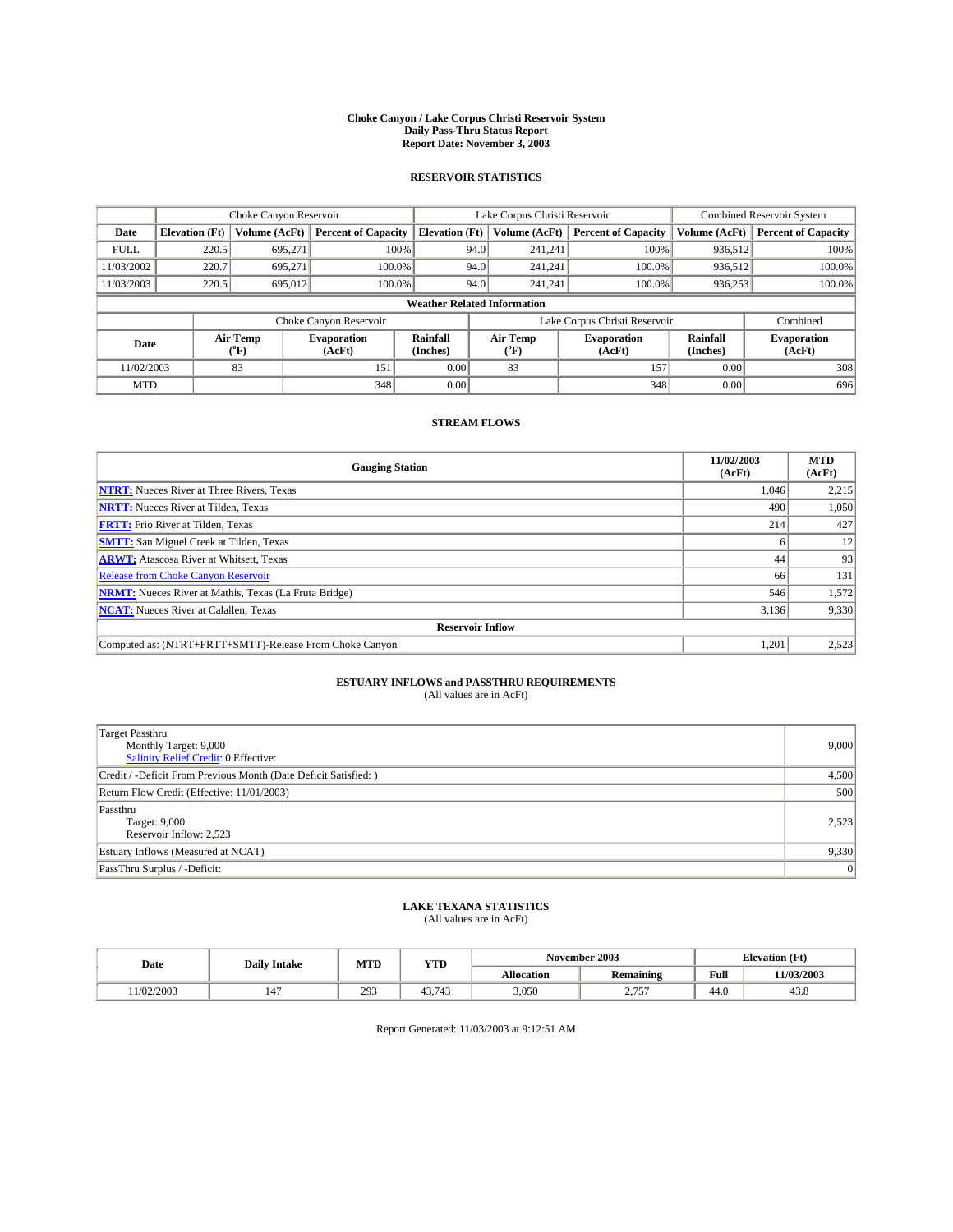# Choke Canyon / Lake Corpus Christi Reservoir System
## Daily Pass-Thru Status Report
## Report Date: November 3, 2003

### RESERVOIR STATISTICS

| | Choke Canyon Reservoir | | | Lake Corpus Christi Reservoir | | | Combined Reservoir System | |
|---|---|---|---|---|---|---|---|---|
| Date | Elevation (Ft) | Volume (AcFt) | Percent of Capacity | Elevation (Ft) | Volume (AcFt) | Percent of Capacity | Volume (AcFt) | Percent of Capacity |
| FULL | 220.5 | 695,271 | 100% | 94.0 | 241,241 | 100% | 936,512 | 100% |
| 11/03/2002 | 220.7 | 695,271 | 100.0% | 94.0 | 241,241 | 100.0% | 936,512 | 100.0% |
| 11/03/2003 | 220.5 | 695,012 | 100.0% | 94.0 | 241,241 | 100.0% | 936,253 | 100.0% |

**Weather Related Information**

| | Choke Canyon Reservoir | | | Lake Corpus Christi Reservoir | | | Combined |
|---|---|---|---|---|---|---|---|
| Date | Air Temp (°F) | Evaporation (AcFt) | Rainfall (Inches) | Air Temp (°F) | Evaporation (AcFt) | Rainfall (Inches) | Evaporation (AcFt) |
| 11/02/2003 | 83 | 151 | 0.00 | 83 | 157 | 0.00 | 308 |
| MTD | | 348 | 0.00 | | 348 | 0.00 | 696 |

### STREAM FLOWS

| Gauging Station | 11/02/2003 (AcFt) | MTD (AcFt) |
|---|---|---|
| **NTRT:** Nueces River at Three Rivers, Texas | 1,046 | 2,215 |
| **NRTT:** Nueces River at Tilden, Texas | 490 | 1,050 |
| **FRTT:** Frio River at Tilden, Texas | 214 | 427 |
| **SMTT:** San Miguel Creek at Tilden, Texas | 6 | 12 |
| **ARWT:** Atascosa River at Whitsett, Texas | 44 | 93 |
| Release from Choke Canyon Reservoir | 66 | 131 |
| **NRMT:** Nueces River at Mathis, Texas (La Fruta Bridge) | 546 | 1,572 |
| **NCAT:** Nueces River at Calallen, Texas | 3,136 | 9,330 |
| **Reservoir Inflow** | | |
| Computed as: (NTRT+FRTT+SMTT)-Release From Choke Canyon | 1,201 | 2,523 |

### ESTUARY INFLOWS and PASSTHRU REQUIREMENTS
(All values are in AcFt)

| | |
|---|---|
| Target Passthru<br>Monthly Target: 9,000<br>Salinity Relief Credit: 0 Effective: | 9,000 |
| Credit / -Deficit From Previous Month (Date Deficit Satisfied: ) | 4,500 |
| Return Flow Credit (Effective: 11/01/2003) | 500 |
| Passthru<br>Target: 9,000<br>Reservoir Inflow: 2,523 | 2,523 |
| Estuary Inflows (Measured at NCAT) | 9,330 |
| PassThru Surplus / -Deficit: | 0 |

### LAKE TEXANA STATISTICS
(All values are in AcFt)

| Date | Daily Intake | MTD | YTD | November 2003 | | Elevation (Ft) | |
|---|---|---|---|---|---|---|---|
| | | | | Allocation | Remaining | Full | 11/03/2003 |
| 11/02/2003 | 147 | 293 | 43,743 | 3,050 | 2,757 | 44.0 | 43.8 |

Report Generated: 11/03/2003 at 9:12:51 AM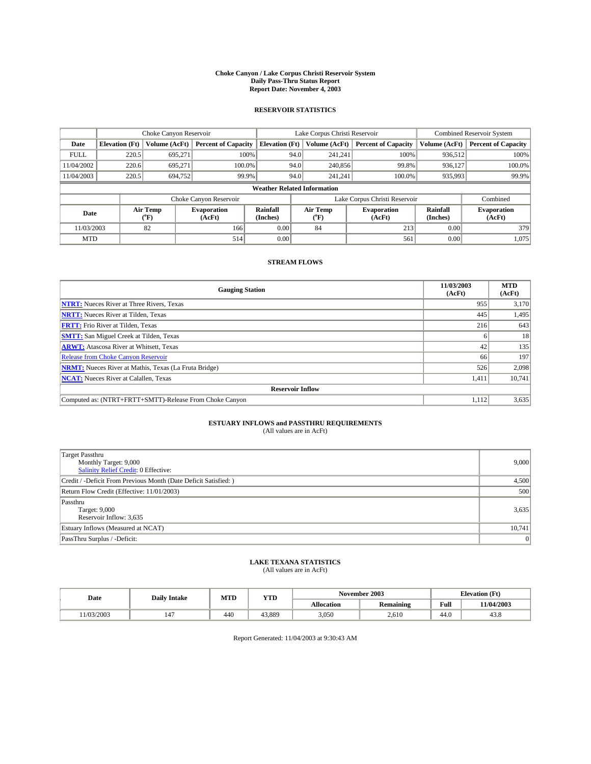# Choke Canyon / Lake Corpus Christi Reservoir System
## Daily Pass-Thru Status Report
### Report Date: November 4, 2003

## RESERVOIR STATISTICS

| | Choke Canyon Reservoir | | | Lake Corpus Christi Reservoir | | | Combined Reservoir System | |
|---|---|---|---|---|---|---|---|---|
| Date | Elevation (Ft) | Volume (AcFt) | Percent of Capacity | Elevation (Ft) | Volume (AcFt) | Percent of Capacity | Volume (AcFt) | Percent of Capacity |
| FULL | 220.5 | 695,271 | 100% | 94.0 | 241,241 | 100% | 936,512 | 100% |
| 11/04/2002 | 220.6 | 695,271 | 100.0% | 94.0 | 240,856 | 99.8% | 936,127 | 100.0% |
| 11/04/2003 | 220.5 | 694,752 | 99.9% | 94.0 | 241,241 | 100.0% | 935,993 | 99.9% |

**Weather Related Information**

| | Choke Canyon Reservoir | | | Lake Corpus Christi Reservoir | | | Combined |
|---|---|---|---|---|---|---|---|
| Date | Air Temp (°F) | Evaporation (AcFt) | Rainfall (Inches) | Air Temp (°F) | Evaporation (AcFt) | Rainfall (Inches) | Evaporation (AcFt) |
| 11/03/2003 | 82 | 166 | 0.00 | 84 | 213 | 0.00 | 379 |
| MTD | | 514 | 0.00 | | 561 | 0.00 | 1,075 |

## STREAM FLOWS

| Gauging Station | 11/03/2003 (AcFt) | MTD (AcFt) |
|---|---|---|
| **NTRT:** Nueces River at Three Rivers, Texas | 955 | 3,170 |
| **NRTT:** Nueces River at Tilden, Texas | 445 | 1,495 |
| **FRTT:** Frio River at Tilden, Texas | 216 | 643 |
| **SMTT:** San Miguel Creek at Tilden, Texas | 6 | 18 |
| **ARWT:** Atascosa River at Whitsett, Texas | 42 | 135 |
| Release from Choke Canyon Reservoir | 66 | 197 |
| **NRMT:** Nueces River at Mathis, Texas (La Fruta Bridge) | 526 | 2,098 |
| **NCAT:** Nueces River at Calallen, Texas | 1,411 | 10,741 |
| **Reservoir Inflow** | | |
| Computed as: (NTRT+FRTT+SMTT)-Release From Choke Canyon | 1,112 | 3,635 |

## ESTUARY INFLOWS and PASSTHRU REQUIREMENTS
(All values are in AcFt)

| | |
|---|---|
| Target Passthru<br>Monthly Target: 9,000<br>Salinity Relief Credit: 0 Effective: | 9,000 |
| Credit / -Deficit From Previous Month (Date Deficit Satisfied: ) | 4,500 |
| Return Flow Credit (Effective: 11/01/2003) | 500 |
| Passthru<br>Target: 9,000<br>Reservoir Inflow: 3,635 | 3,635 |
| Estuary Inflows (Measured at NCAT) | 10,741 |
| PassThru Surplus / -Deficit: | 0 |

## LAKE TEXANA STATISTICS
(All values are in AcFt)

| Date | Daily Intake | MTD | YTD | November 2003 | | Elevation (Ft) | |
|---|---|---|---|---|---|---|---|
| | | | | Allocation | Remaining | Full | 11/04/2003 |
| 11/03/2003 | 147 | 440 | 43,889 | 3,050 | 2,610 | 44.0 | 43.8 |

Report Generated: 11/04/2003 at 9:30:43 AM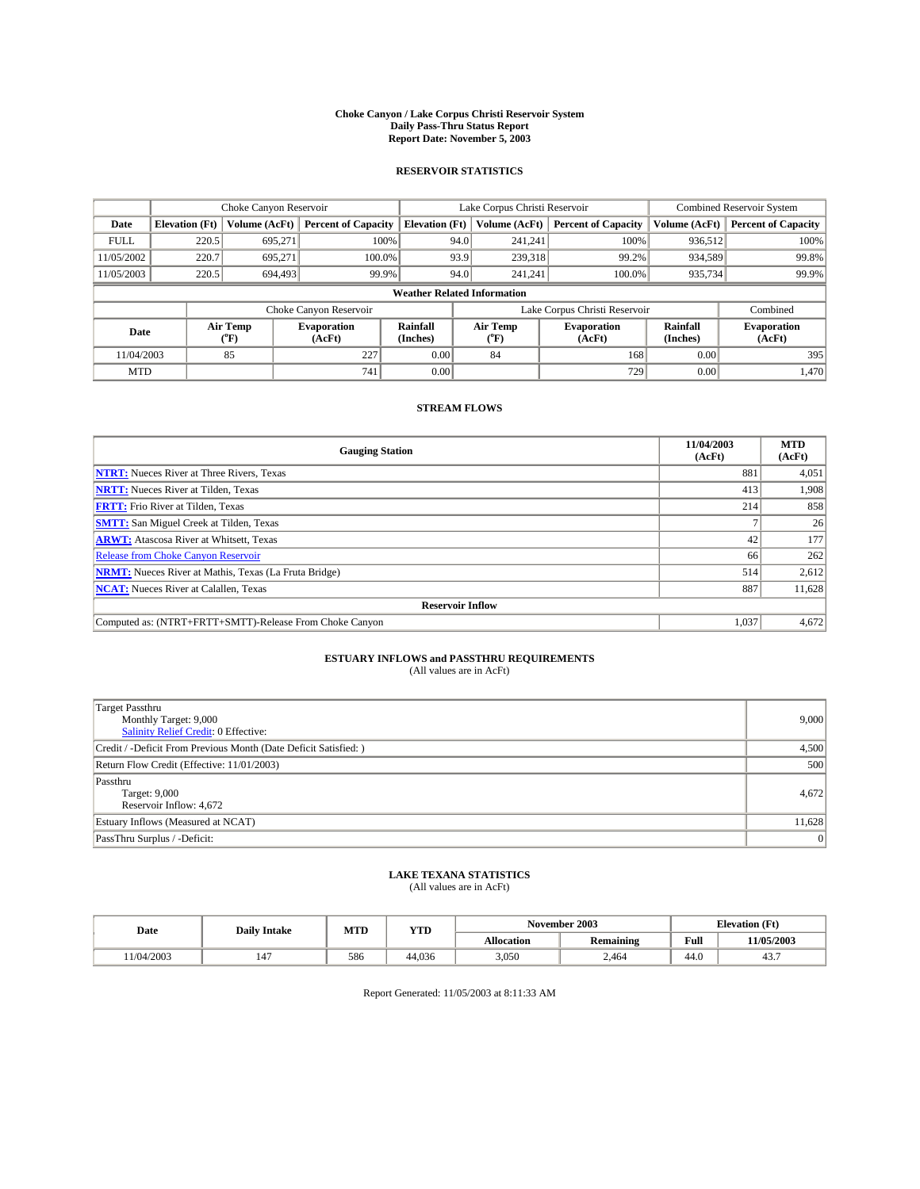# Choke Canyon / Lake Corpus Christi Reservoir System
## Daily Pass-Thru Status Report
### Report Date: November 5, 2003

## RESERVOIR STATISTICS

| | Choke Canyon Reservoir | | | Lake Corpus Christi Reservoir | | | Combined Reservoir System | |
|---|---|---|---|---|---|---|---|---|
| Date | Elevation (Ft) | Volume (AcFt) | Percent of Capacity | Elevation (Ft) | Volume (AcFt) | Percent of Capacity | Volume (AcFt) | Percent of Capacity |
| FULL | 220.5 | 695,271 | 100% | 94.0 | 241,241 | 100% | 936,512 | 100% |
| 11/05/2002 | 220.7 | 695,271 | 100.0% | 93.9 | 239,318 | 99.2% | 934,589 | 99.8% |
| 11/05/2003 | 220.5 | 694,493 | 99.9% | 94.0 | 241,241 | 100.0% | 935,734 | 99.9% |

**Weather Related Information**

| | Choke Canyon Reservoir | | | Lake Corpus Christi Reservoir | | | Combined |
|---|---|---|---|---|---|---|---|
| Date | Air Temp (°F) | Evaporation (AcFt) | Rainfall (Inches) | Air Temp (°F) | Evaporation (AcFt) | Rainfall (Inches) | Evaporation (AcFt) |
| 11/04/2003 | 85 | 227 | 0.00 | 84 | 168 | 0.00 | 395 |
| MTD | | 741 | 0.00 | | 729 | 0.00 | 1,470 |

## STREAM FLOWS

| Gauging Station | 11/04/2003 (AcFt) | MTD (AcFt) |
|---|---|---|
| **NTRT:** Nueces River at Three Rivers, Texas | 881 | 4,051 |
| **NRTT:** Nueces River at Tilden, Texas | 413 | 1,908 |
| **FRTT:** Frio River at Tilden, Texas | 214 | 858 |
| **SMTT:** San Miguel Creek at Tilden, Texas | 7 | 26 |
| **ARWT:** Atascosa River at Whitsett, Texas | 42 | 177 |
| Release from Choke Canyon Reservoir | 66 | 262 |
| **NRMT:** Nueces River at Mathis, Texas (La Fruta Bridge) | 514 | 2,612 |
| **NCAT:** Nueces River at Calallen, Texas | 887 | 11,628 |
| **Reservoir Inflow** | | |
| Computed as: (NTRT+FRTT+SMTT)-Release From Choke Canyon | 1,037 | 4,672 |

## ESTUARY INFLOWS and PASSTHRU REQUIREMENTS
(All values are in AcFt)

| | |
|---|---|
| Target Passthru<br>Monthly Target: 9,000<br>Salinity Relief Credit: 0 Effective: | 9,000 |
| Credit / -Deficit From Previous Month (Date Deficit Satisfied: ) | 4,500 |
| Return Flow Credit (Effective: 11/01/2003) | 500 |
| Passthru<br>Target: 9,000<br>Reservoir Inflow: 4,672 | 4,672 |
| Estuary Inflows (Measured at NCAT) | 11,628 |
| PassThru Surplus / -Deficit: | 0 |

## LAKE TEXANA STATISTICS
(All values are in AcFt)

| Date | Daily Intake | MTD | YTD | November 2003 | | Elevation (Ft) | |
|---|---|---|---|---|---|---|---|
| | | | | Allocation | Remaining | Full | 11/05/2003 |
| 11/04/2003 | 147 | 586 | 44,036 | 3,050 | 2,464 | 44.0 | 43.7 |

Report Generated: 11/05/2003 at 8:11:33 AM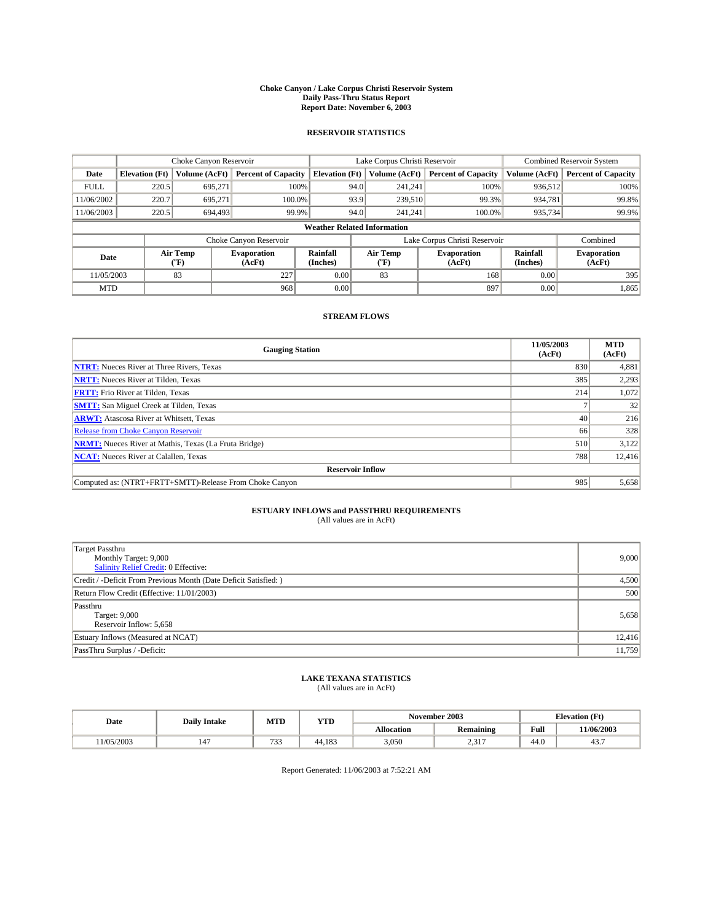# Choke Canyon / Lake Corpus Christi Reservoir System
## Daily Pass-Thru Status Report
## Report Date: November 6, 2003

### RESERVOIR STATISTICS

| | Choke Canyon Reservoir | | | Lake Corpus Christi Reservoir | | | Combined Reservoir System | |
|---|---|---|---|---|---|---|---|---|
| Date | Elevation (Ft) | Volume (AcFt) | Percent of Capacity | Elevation (Ft) | Volume (AcFt) | Percent of Capacity | Volume (AcFt) | Percent of Capacity |
| FULL | 220.5 | 695,271 | 100% | 94.0 | 241,241 | 100% | 936,512 | 100% |
| 11/06/2002 | 220.7 | 695,271 | 100.0% | 93.9 | 239,510 | 99.3% | 934,781 | 99.8% |
| 11/06/2003 | 220.5 | 694,493 | 99.9% | 94.0 | 241,241 | 100.0% | 935,734 | 99.9% |

**Weather Related Information**

| | Choke Canyon Reservoir | | | Lake Corpus Christi Reservoir | | | Combined |
|---|---|---|---|---|---|---|---|
| Date | Air Temp (°F) | Evaporation (AcFt) | Rainfall (Inches) | Air Temp (°F) | Evaporation (AcFt) | Rainfall (Inches) | Evaporation (AcFt) |
| 11/05/2003 | 83 | 227 | 0.00 | 83 | 168 | 0.00 | 395 |
| MTD | | 968 | 0.00 | | 897 | 0.00 | 1,865 |

### STREAM FLOWS

| Gauging Station | 11/05/2003 (AcFt) | MTD (AcFt) |
|---|---|---|
| **NTRT:** Nueces River at Three Rivers, Texas | 830 | 4,881 |
| **NRTT:** Nueces River at Tilden, Texas | 385 | 2,293 |
| **FRTT:** Frio River at Tilden, Texas | 214 | 1,072 |
| **SMTT:** San Miguel Creek at Tilden, Texas | 7 | 32 |
| **ARWT:** Atascosa River at Whitsett, Texas | 40 | 216 |
| Release from Choke Canyon Reservoir | 66 | 328 |
| **NRMT:** Nueces River at Mathis, Texas (La Fruta Bridge) | 510 | 3,122 |
| **NCAT:** Nueces River at Calallen, Texas | 788 | 12,416 |
| **Reservoir Inflow** | | |
| Computed as: (NTRT+FRTT+SMTT)-Release From Choke Canyon | 985 | 5,658 |

### ESTUARY INFLOWS and PASSTHRU REQUIREMENTS
(All values are in AcFt)

| | |
|---|---|
| Target Passthru<br>Monthly Target: 9,000<br>Salinity Relief Credit: 0 Effective: | 9,000 |
| Credit / -Deficit From Previous Month (Date Deficit Satisfied: ) | 4,500 |
| Return Flow Credit (Effective: 11/01/2003) | 500 |
| Passthru<br>Target: 9,000<br>Reservoir Inflow: 5,658 | 5,658 |
| Estuary Inflows (Measured at NCAT) | 12,416 |
| PassThru Surplus / -Deficit: | 11,759 |

### LAKE TEXANA STATISTICS
(All values are in AcFt)

| Date | Daily Intake | MTD | YTD | November 2003 | | Elevation (Ft) | |
|---|---|---|---|---|---|---|---|
| | | | | Allocation | Remaining | Full | 11/06/2003 |
| 11/05/2003 | 147 | 733 | 44,183 | 3,050 | 2,317 | 44.0 | 43.7 |

Report Generated: 11/06/2003 at 7:52:21 AM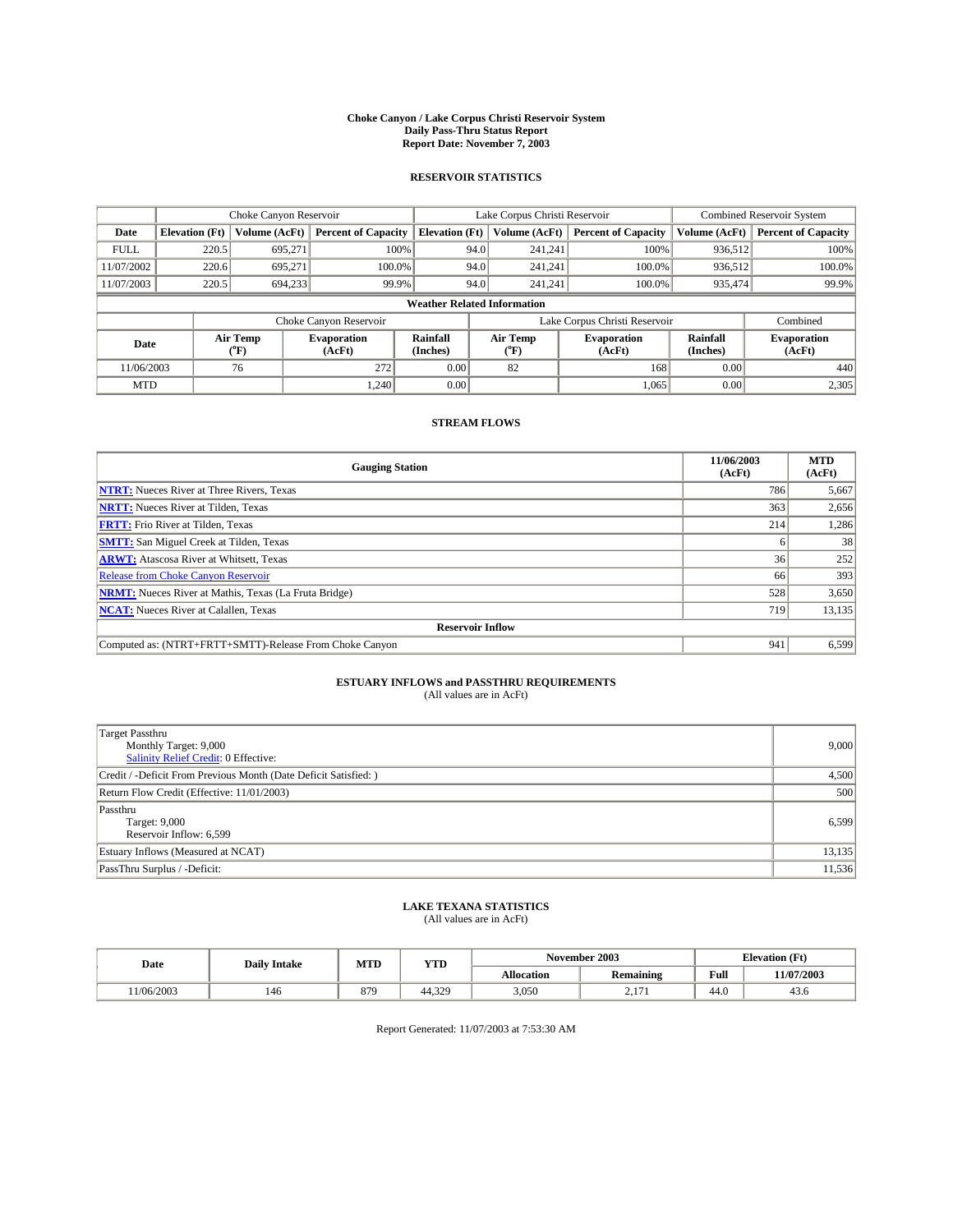# Choke Canyon / Lake Corpus Christi Reservoir System
## Daily Pass-Thru Status Report
### Report Date: November 7, 2003

## RESERVOIR STATISTICS

| | Choke Canyon Reservoir | | | Lake Corpus Christi Reservoir | | | Combined Reservoir System | |
|---|---|---|---|---|---|---|---|---|
| Date | Elevation (Ft) | Volume (AcFt) | Percent of Capacity | Elevation (Ft) | Volume (AcFt) | Percent of Capacity | Volume (AcFt) | Percent of Capacity |
| FULL | 220.5 | 695,271 | 100% | 94.0 | 241,241 | 100% | 936,512 | 100% |
| 11/07/2002 | 220.6 | 695,271 | 100.0% | 94.0 | 241,241 | 100.0% | 936,512 | 100.0% |
| 11/07/2003 | 220.5 | 694,233 | 99.9% | 94.0 | 241,241 | 100.0% | 935,474 | 99.9% |

**Weather Related Information**

| | Choke Canyon Reservoir | | | Lake Corpus Christi Reservoir | | | Combined |
|---|---|---|---|---|---|---|---|
| Date | Air Temp (°F) | Evaporation (AcFt) | Rainfall (Inches) | Air Temp (°F) | Evaporation (AcFt) | Rainfall (Inches) | Evaporation (AcFt) |
| 11/06/2003 | 76 | 272 | 0.00 | 82 | 168 | 0.00 | 440 |
| MTD | | 1,240 | 0.00 | | 1,065 | 0.00 | 2,305 |

## STREAM FLOWS

| Gauging Station | 11/06/2003 (AcFt) | MTD (AcFt) |
|---|---|---|
| NTRT: Nueces River at Three Rivers, Texas | 786 | 5,667 |
| NRTT: Nueces River at Tilden, Texas | 363 | 2,656 |
| FRTT: Frio River at Tilden, Texas | 214 | 1,286 |
| SMTT: San Miguel Creek at Tilden, Texas | 6 | 38 |
| ARWT: Atascosa River at Whitsett, Texas | 36 | 252 |
| Release from Choke Canyon Reservoir | 66 | 393 |
| NRMT: Nueces River at Mathis, Texas (La Fruta Bridge) | 528 | 3,650 |
| NCAT: Nueces River at Calallen, Texas | 719 | 13,135 |
| **Reservoir Inflow** | | |
| Computed as: (NTRT+FRTT+SMTT)-Release From Choke Canyon | 941 | 6,599 |

## ESTUARY INFLOWS and PASSTHRU REQUIREMENTS
(All values are in AcFt)

| | |
|---|---|
| Target Passthru<br>Monthly Target: 9,000<br>Salinity Relief Credit: 0 Effective: | 9,000 |
| Credit / -Deficit From Previous Month (Date Deficit Satisfied: ) | 4,500 |
| Return Flow Credit (Effective: 11/01/2003) | 500 |
| Passthru<br>Target: 9,000<br>Reservoir Inflow: 6,599 | 6,599 |
| Estuary Inflows (Measured at NCAT) | 13,135 |
| PassThru Surplus / -Deficit: | 11,536 |

## LAKE TEXANA STATISTICS
(All values are in AcFt)

| Date | Daily Intake | MTD | YTD | November 2003 | | Elevation (Ft) | |
|---|---|---|---|---|---|---|---|
| | | | | Allocation | Remaining | Full | 11/07/2003 |
| 11/06/2003 | 146 | 879 | 44,329 | 3,050 | 2,171 | 44.0 | 43.6 |

Report Generated: 11/07/2003 at 7:53:30 AM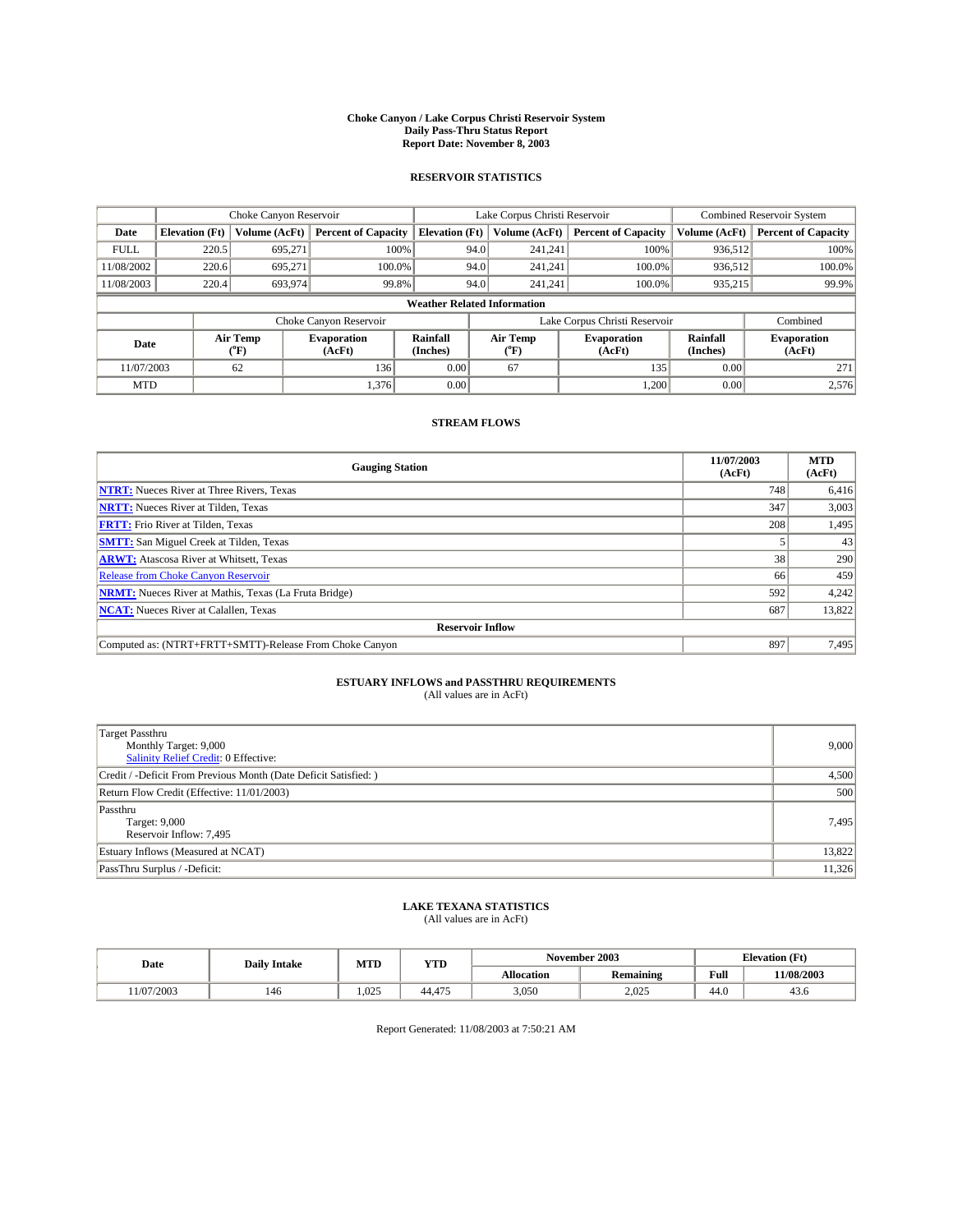# Choke Canyon / Lake Corpus Christi Reservoir System
## Daily Pass-Thru Status Report
## Report Date: November 8, 2003

### RESERVOIR STATISTICS

| | Choke Canyon Reservoir | | | Lake Corpus Christi Reservoir | | | Combined Reservoir System | |
|---|---|---|---|---|---|---|---|---|
| Date | Elevation (Ft) | Volume (AcFt) | Percent of Capacity | Elevation (Ft) | Volume (AcFt) | Percent of Capacity | Volume (AcFt) | Percent of Capacity |
| FULL | 220.5 | 695,271 | 100% | 94.0 | 241,241 | 100% | 936,512 | 100% |
| 11/08/2002 | 220.6 | 695,271 | 100.0% | 94.0 | 241,241 | 100.0% | 936,512 | 100.0% |
| 11/08/2003 | 220.4 | 693,974 | 99.8% | 94.0 | 241,241 | 100.0% | 935,215 | 99.9% |

**Weather Related Information**

| | Choke Canyon Reservoir | | | Lake Corpus Christi Reservoir | | | Combined |
|---|---|---|---|---|---|---|---|
| Date | Air Temp (°F) | Evaporation (AcFt) | Rainfall (Inches) | Air Temp (°F) | Evaporation (AcFt) | Rainfall (Inches) | Evaporation (AcFt) |
| 11/07/2003 | 62 | 136 | 0.00 | 67 | 135 | 0.00 | 271 |
| MTD | | 1,376 | 0.00 | | 1,200 | 0.00 | 2,576 |

### STREAM FLOWS

| Gauging Station | 11/07/2003 (AcFt) | MTD (AcFt) |
|---|---|---|
| **NTRT:** Nueces River at Three Rivers, Texas | 748 | 6,416 |
| **NRTT:** Nueces River at Tilden, Texas | 347 | 3,003 |
| **FRTT:** Frio River at Tilden, Texas | 208 | 1,495 |
| **SMTT:** San Miguel Creek at Tilden, Texas | 5 | 43 |
| **ARWT:** Atascosa River at Whitsett, Texas | 38 | 290 |
| Release from Choke Canyon Reservoir | 66 | 459 |
| **NRMT:** Nueces River at Mathis, Texas (La Fruta Bridge) | 592 | 4,242 |
| **NCAT:** Nueces River at Calallen, Texas | 687 | 13,822 |
| **Reservoir Inflow** | | |
| Computed as: (NTRT+FRTT+SMTT)-Release From Choke Canyon | 897 | 7,495 |

### ESTUARY INFLOWS and PASSTHRU REQUIREMENTS
(All values are in AcFt)

| | |
|---|---|
| Target Passthru<br>Monthly Target: 9,000<br>Salinity Relief Credit: 0 Effective: | 9,000 |
| Credit / -Deficit From Previous Month (Date Deficit Satisfied: ) | 4,500 |
| Return Flow Credit (Effective: 11/01/2003) | 500 |
| Passthru<br>Target: 9,000<br>Reservoir Inflow: 7,495 | 7,495 |
| Estuary Inflows (Measured at NCAT) | 13,822 |
| PassThru Surplus / -Deficit: | 11,326 |

### LAKE TEXANA STATISTICS
(All values are in AcFt)

| Date | Daily Intake | MTD | YTD | November 2003 | | Elevation (Ft) | |
|---|---|---|---|---|---|---|---|
| | | | | Allocation | Remaining | Full | 11/08/2003 |
| 11/07/2003 | 146 | 1,025 | 44,475 | 3,050 | 2,025 | 44.0 | 43.6 |

Report Generated: 11/08/2003 at 7:50:21 AM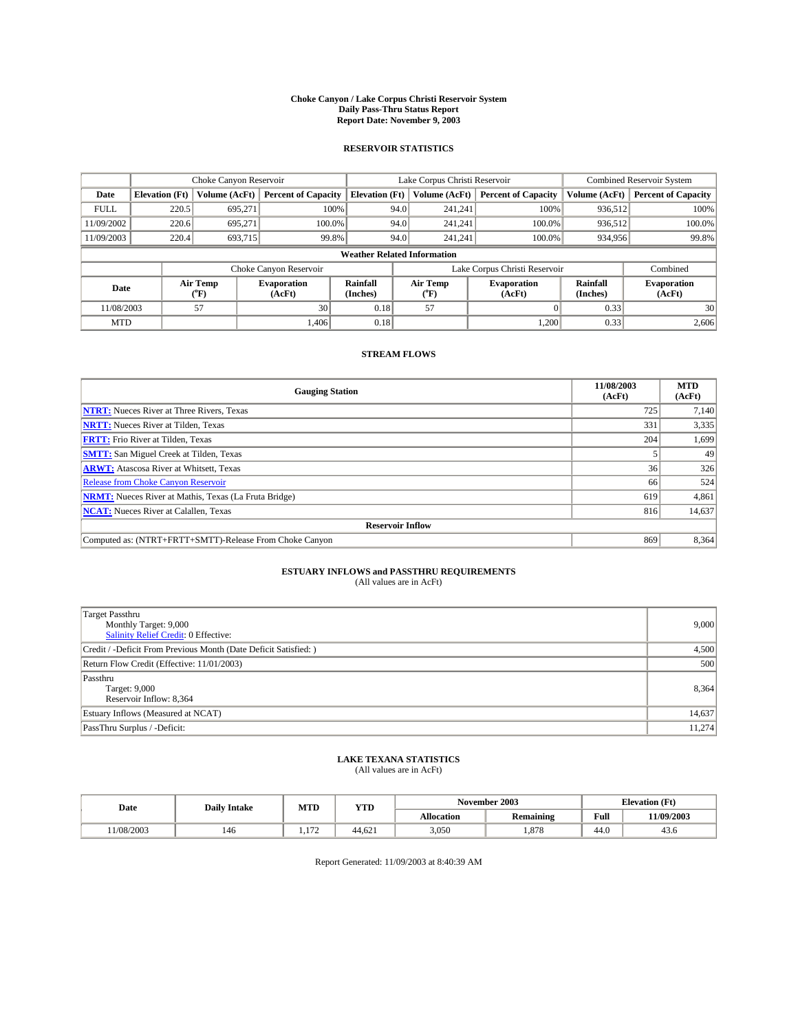# Choke Canyon / Lake Corpus Christi Reservoir System
## Daily Pass-Thru Status Report
### Report Date: November 9, 2003

## RESERVOIR STATISTICS

| | Choke Canyon Reservoir | | | Lake Corpus Christi Reservoir | | | Combined Reservoir System | |
|---|---|---|---|---|---|---|---|---|
| Date | Elevation (Ft) | Volume (AcFt) | Percent of Capacity | Elevation (Ft) | Volume (AcFt) | Percent of Capacity | Volume (AcFt) | Percent of Capacity |
| FULL | 220.5 | 695,271 | 100% | 94.0 | 241,241 | 100% | 936,512 | 100% |
| 11/09/2002 | 220.6 | 695,271 | 100.0% | 94.0 | 241,241 | 100.0% | 936,512 | 100.0% |
| 11/09/2003 | 220.4 | 693,715 | 99.8% | 94.0 | 241,241 | 100.0% | 934,956 | 99.8% |

**Weather Related Information**

| | Choke Canyon Reservoir | | | Lake Corpus Christi Reservoir | | | Combined |
|---|---|---|---|---|---|---|---|
| Date | Air Temp (°F) | Evaporation (AcFt) | Rainfall (Inches) | Air Temp (°F) | Evaporation (AcFt) | Rainfall (Inches) | Evaporation (AcFt) |
| 11/08/2003 | 57 | 30 | 0.18 | 57 | 0 | 0.33 | 30 |
| MTD | | 1,406 | 0.18 | | 1,200 | 0.33 | 2,606 |

## STREAM FLOWS

| Gauging Station | 11/08/2003 (AcFt) | MTD (AcFt) |
|---|---|---|
| NTRT: Nueces River at Three Rivers, Texas | 725 | 7,140 |
| NRTT: Nueces River at Tilden, Texas | 331 | 3,335 |
| FRTT: Frio River at Tilden, Texas | 204 | 1,699 |
| SMTT: San Miguel Creek at Tilden, Texas | 5 | 49 |
| ARWT: Atascosa River at Whitsett, Texas | 36 | 326 |
| Release from Choke Canyon Reservoir | 66 | 524 |
| NRMT: Nueces River at Mathis, Texas (La Fruta Bridge) | 619 | 4,861 |
| NCAT: Nueces River at Calallen, Texas | 816 | 14,637 |
| **Reservoir Inflow** | | |
| Computed as: (NTRT+FRTT+SMTT)-Release From Choke Canyon | 869 | 8,364 |

## ESTUARY INFLOWS and PASSTHRU REQUIREMENTS
(All values are in AcFt)

| | |
|---|---|
| Target Passthru<br>Monthly Target: 9,000<br>Salinity Relief Credit: 0 Effective: | 9,000 |
| Credit / -Deficit From Previous Month (Date Deficit Satisfied: ) | 4,500 |
| Return Flow Credit (Effective: 11/01/2003) | 500 |
| Passthru<br>Target: 9,000<br>Reservoir Inflow: 8,364 | 8,364 |
| Estuary Inflows (Measured at NCAT) | 14,637 |
| PassThru Surplus / -Deficit: | 11,274 |

## LAKE TEXANA STATISTICS
(All values are in AcFt)

| Date | Daily Intake | MTD | YTD | November 2003 | | Elevation (Ft) | |
|---|---|---|---|---|---|---|---|
| | | | | Allocation | Remaining | Full | 11/09/2003 |
| 11/08/2003 | 146 | 1,172 | 44,621 | 3,050 | 1,878 | 44.0 | 43.6 |

Report Generated: 11/09/2003 at 8:40:39 AM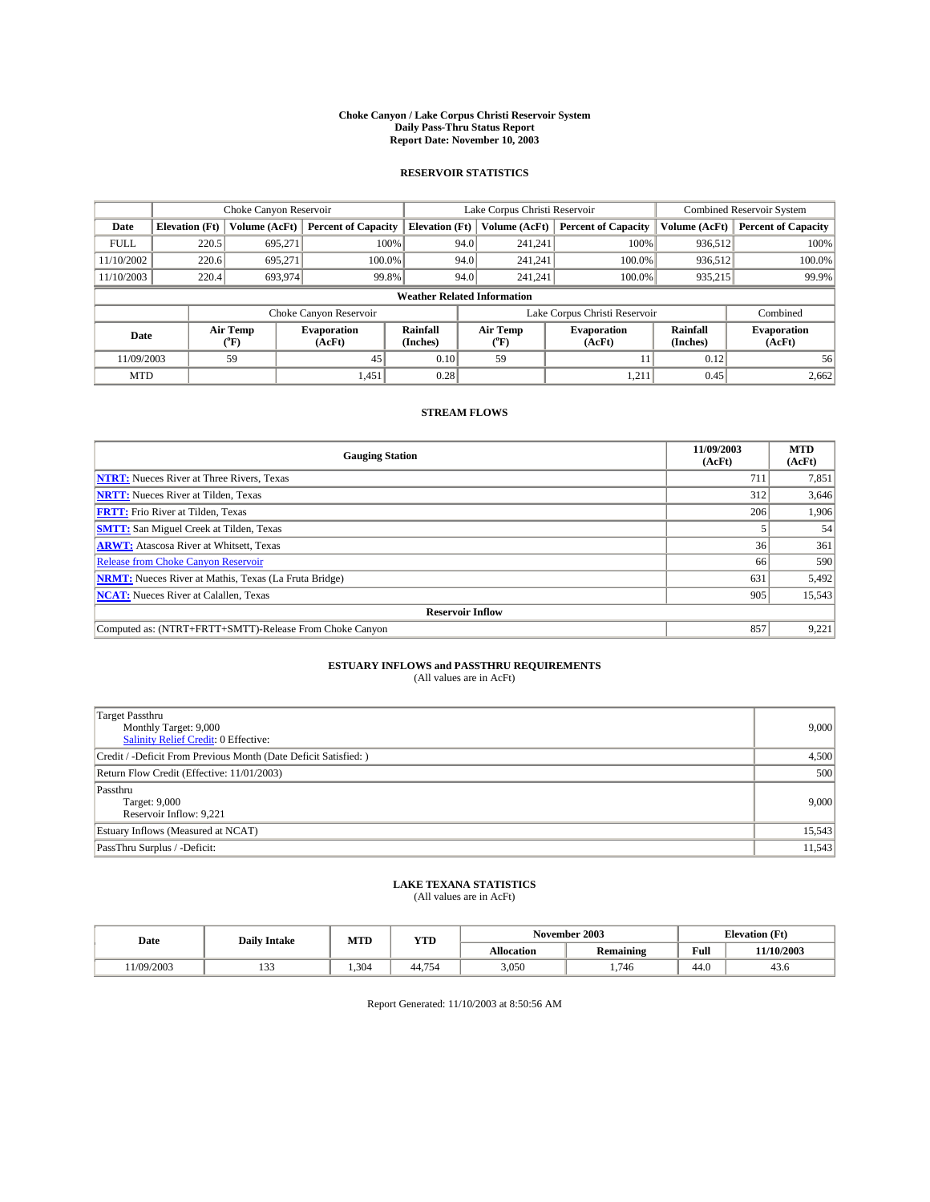# Choke Canyon / Lake Corpus Christi Reservoir System
## Daily Pass-Thru Status Report
### Report Date: November 10, 2003

## RESERVOIR STATISTICS

| | Choke Canyon Reservoir | | | Lake Corpus Christi Reservoir | | | Combined Reservoir System | |
|---|---|---|---|---|---|---|---|---|
| Date | Elevation (Ft) | Volume (AcFt) | Percent of Capacity | Elevation (Ft) | Volume (AcFt) | Percent of Capacity | Volume (AcFt) | Percent of Capacity |
| FULL | 220.5 | 695,271 | 100% | 94.0 | 241,241 | 100% | 936,512 | 100% |
| 11/10/2002 | 220.6 | 695,271 | 100.0% | 94.0 | 241,241 | 100.0% | 936,512 | 100.0% |
| 11/10/2003 | 220.4 | 693,974 | 99.8% | 94.0 | 241,241 | 100.0% | 935,215 | 99.9% |

**Weather Related Information**

| | Choke Canyon Reservoir | | | Lake Corpus Christi Reservoir | | | Combined |
|---|---|---|---|---|---|---|---|
| Date | Air Temp (°F) | Evaporation (AcFt) | Rainfall (Inches) | Air Temp (°F) | Evaporation (AcFt) | Rainfall (Inches) | Evaporation (AcFt) |
| 11/09/2003 | 59 | 45 | 0.10 | 59 | 11 | 0.12 | 56 |
| MTD | | 1,451 | 0.28 | | 1,211 | 0.45 | 2,662 |

## STREAM FLOWS

| Gauging Station | 11/09/2003 (AcFt) | MTD (AcFt) |
|---|---|---|
| **NTRT:** Nueces River at Three Rivers, Texas | 711 | 7,851 |
| **NRTT:** Nueces River at Tilden, Texas | 312 | 3,646 |
| **FRTT:** Frio River at Tilden, Texas | 206 | 1,906 |
| **SMTT:** San Miguel Creek at Tilden, Texas | 5 | 54 |
| **ARWT:** Atascosa River at Whitsett, Texas | 36 | 361 |
| Release from Choke Canyon Reservoir | 66 | 590 |
| **NRMT:** Nueces River at Mathis, Texas (La Fruta Bridge) | 631 | 5,492 |
| **NCAT:** Nueces River at Calallen, Texas | 905 | 15,543 |
| **Reservoir Inflow** | | |
| Computed as: (NTRT+FRTT+SMTT)-Release From Choke Canyon | 857 | 9,221 |

## ESTUARY INFLOWS and PASSTHRU REQUIREMENTS
(All values are in AcFt)

| | |
|---|---|
| Target Passthru<br>Monthly Target: 9,000<br>Salinity Relief Credit: 0 Effective: | 9,000 |
| Credit / -Deficit From Previous Month (Date Deficit Satisfied: ) | 4,500 |
| Return Flow Credit (Effective: 11/01/2003) | 500 |
| Passthru<br>Target: 9,000<br>Reservoir Inflow: 9,221 | 9,000 |
| Estuary Inflows (Measured at NCAT) | 15,543 |
| PassThru Surplus / -Deficit: | 11,543 |

## LAKE TEXANA STATISTICS
(All values are in AcFt)

| Date | Daily Intake | MTD | YTD | November 2003 | | Elevation (Ft) | |
|---|---|---|---|---|---|---|---|
| | | | | Allocation | Remaining | Full | 11/10/2003 |
| 11/09/2003 | 133 | 1,304 | 44,754 | 3,050 | 1,746 | 44.0 | 43.6 |

Report Generated: 11/10/2003 at 8:50:56 AM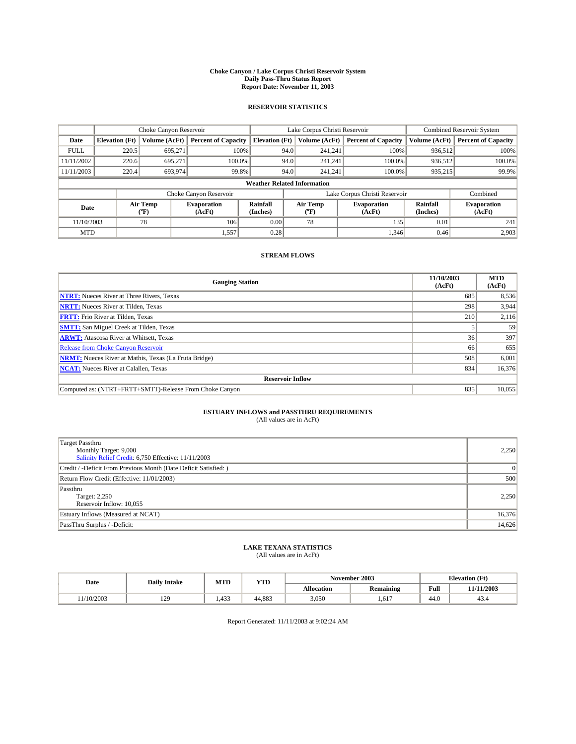# Choke Canyon / Lake Corpus Christi Reservoir System
## Daily Pass-Thru Status Report
### Report Date: November 11, 2003

## RESERVOIR STATISTICS

| | Choke Canyon Reservoir | | | Lake Corpus Christi Reservoir | | | Combined Reservoir System | |
|---|---|---|---|---|---|---|---|---|
| Date | Elevation (Ft) | Volume (AcFt) | Percent of Capacity | Elevation (Ft) | Volume (AcFt) | Percent of Capacity | Volume (AcFt) | Percent of Capacity |
| FULL | 220.5 | 695,271 | 100% | 94.0 | 241,241 | 100% | 936,512 | 100% |
| 11/11/2002 | 220.6 | 695,271 | 100.0% | 94.0 | 241,241 | 100.0% | 936,512 | 100.0% |
| 11/11/2003 | 220.4 | 693,974 | 99.8% | 94.0 | 241,241 | 100.0% | 935,215 | 99.9% |

**Weather Related Information**

| | Choke Canyon Reservoir | | | Lake Corpus Christi Reservoir | | | Combined |
|---|---|---|---|---|---|---|---|
| Date | Air Temp (°F) | Evaporation (AcFt) | Rainfall (Inches) | Air Temp (°F) | Evaporation (AcFt) | Rainfall (Inches) | Evaporation (AcFt) |
| 11/10/2003 | 78 | 106 | 0.00 | 78 | 135 | 0.01 | 241 |
| MTD | | 1,557 | 0.28 | | 1,346 | 0.46 | 2,903 |

## STREAM FLOWS

| Gauging Station | 11/10/2003 (AcFt) | MTD (AcFt) |
|---|---|---|
| NTRT: Nueces River at Three Rivers, Texas | 685 | 8,536 |
| NRTT: Nueces River at Tilden, Texas | 298 | 3,944 |
| FRTT: Frio River at Tilden, Texas | 210 | 2,116 |
| SMTT: San Miguel Creek at Tilden, Texas | 5 | 59 |
| ARWT: Atascosa River at Whitsett, Texas | 36 | 397 |
| Release from Choke Canyon Reservoir | 66 | 655 |
| NRMT: Nueces River at Mathis, Texas (La Fruta Bridge) | 508 | 6,001 |
| NCAT: Nueces River at Calallen, Texas | 834 | 16,376 |
| **Reservoir Inflow** | | |
| Computed as: (NTRT+FRTT+SMTT)-Release From Choke Canyon | 835 | 10,055 |

## ESTUARY INFLOWS and PASSTHRU REQUIREMENTS
(All values are in AcFt)

| | |
|---|---|
| Target Passthru<br>Monthly Target: 9,000<br>Salinity Relief Credit: 6,750 Effective: 11/11/2003 | 2,250 |
| Credit / -Deficit From Previous Month (Date Deficit Satisfied: ) | 0 |
| Return Flow Credit (Effective: 11/01/2003) | 500 |
| Passthru<br>Target: 2,250<br>Reservoir Inflow: 10,055 | 2,250 |
| Estuary Inflows (Measured at NCAT) | 16,376 |
| PassThru Surplus / -Deficit: | 14,626 |

## LAKE TEXANA STATISTICS
(All values are in AcFt)

| Date | Daily Intake | MTD | YTD | November 2003 | | Elevation (Ft) | |
|---|---|---|---|---|---|---|---|
| | | | | Allocation | Remaining | Full | 11/11/2003 |
| 11/10/2003 | 129 | 1,433 | 44,883 | 3,050 | 1,617 | 44.0 | 43.4 |

Report Generated: 11/11/2003 at 9:02:24 AM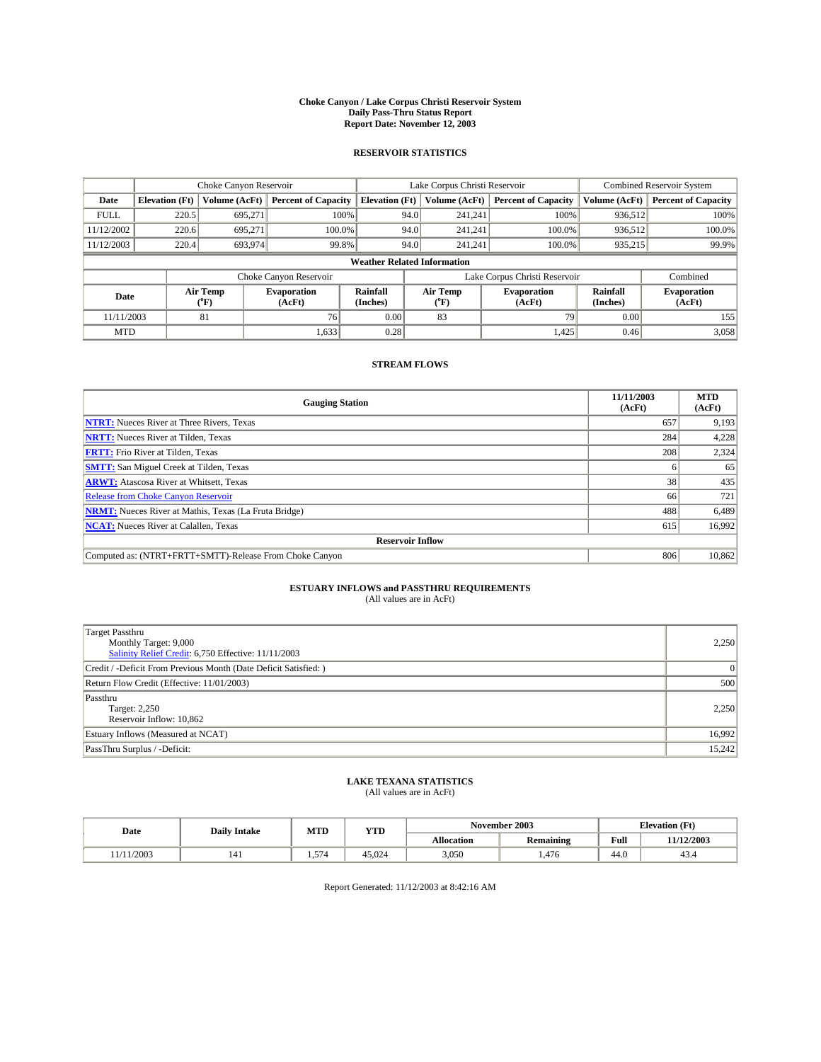**Choke Canyon / Lake Corpus Christi Reservoir System**
**Daily Pass-Thru Status Report**
**Report Date: November 12, 2003**

## RESERVOIR STATISTICS

| | Choke Canyon Reservoir | | | Lake Corpus Christi Reservoir | | | Combined Reservoir System | |
|---|---|---|---|---|---|---|---|---|
| **Date** | **Elevation (Ft)** | **Volume (AcFt)** | **Percent of Capacity** | **Elevation (Ft)** | **Volume (AcFt)** | **Percent of Capacity** | **Volume (AcFt)** | **Percent of Capacity** |
| FULL | 220.5 | 695,271 | 100% | 94.0 | 241,241 | 100% | 936,512 | 100% |
| 11/12/2002 | 220.6 | 695,271 | 100.0% | 94.0 | 241,241 | 100.0% | 936,512 | 100.0% |
| 11/12/2003 | 220.4 | 693,974 | 99.8% | 94.0 | 241,241 | 100.0% | 935,215 | 99.9% |

**Weather Related Information**

| | Choke Canyon Reservoir | | | Lake Corpus Christi Reservoir | | | Combined |
|---|---|---|---|---|---|---|---|
| **Date** | **Air Temp (°F)** | **Evaporation (AcFt)** | **Rainfall (Inches)** | **Air Temp (°F)** | **Evaporation (AcFt)** | **Rainfall (Inches)** | **Evaporation (AcFt)** |
| 11/11/2003 | 81 | 76 | 0.00 | 83 | 79 | 0.00 | 155 |
| MTD | | 1,633 | 0.28 | | 1,425 | 0.46 | 3,058 |

## STREAM FLOWS

| Gauging Station | 11/11/2003 (AcFt) | MTD (AcFt) |
|---|---|---|
| **NTRT:** Nueces River at Three Rivers, Texas | 657 | 9,193 |
| **NRTT:** Nueces River at Tilden, Texas | 284 | 4,228 |
| **FRTT:** Frio River at Tilden, Texas | 208 | 2,324 |
| **SMTT:** San Miguel Creek at Tilden, Texas | 6 | 65 |
| **ARWT:** Atascosa River at Whitsett, Texas | 38 | 435 |
| Release from Choke Canyon Reservoir | 66 | 721 |
| **NRMT:** Nueces River at Mathis, Texas (La Fruta Bridge) | 488 | 6,489 |
| **NCAT:** Nueces River at Calallen, Texas | 615 | 16,992 |
| **Reservoir Inflow** | | |
| Computed as: (NTRT+FRTT+SMTT)-Release From Choke Canyon | 806 | 10,862 |

## ESTUARY INFLOWS and PASSTHRU REQUIREMENTS

(All values are in AcFt)

| | |
|---|---|
| Target Passthru<br>Monthly Target: 9,000<br>Salinity Relief Credit: 6,750 Effective: 11/11/2003 | 2,250 |
| Credit / -Deficit From Previous Month (Date Deficit Satisfied: ) | 0 |
| Return Flow Credit (Effective: 11/01/2003) | 500 |
| Passthru<br>Target: 2,250<br>Reservoir Inflow: 10,862 | 2,250 |
| Estuary Inflows (Measured at NCAT) | 16,992 |
| PassThru Surplus / -Deficit: | 15,242 |

## LAKE TEXANA STATISTICS

(All values are in AcFt)

| Date | Daily Intake | MTD | YTD | November 2003 | | Elevation (Ft) | |
|---|---|---|---|---|---|---|---|
| | | | | **Allocation** | **Remaining** | **Full** | **11/12/2003** |
| 11/11/2003 | 141 | 1,574 | 45,024 | 3,050 | 1,476 | 44.0 | 43.4 |

Report Generated: 11/12/2003 at 8:42:16 AM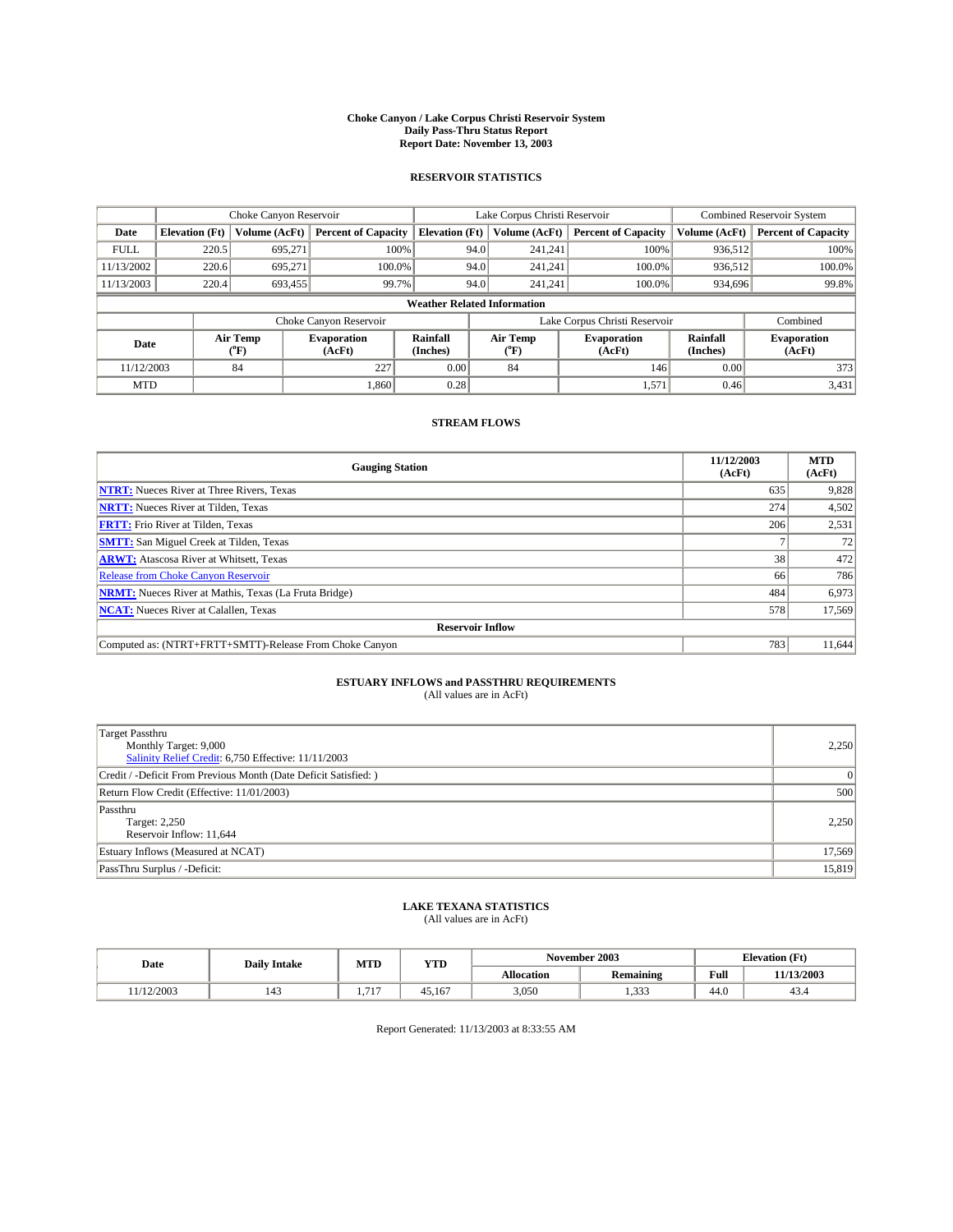# Choke Canyon / Lake Corpus Christi Reservoir System
## Daily Pass-Thru Status Report
### Report Date: November 13, 2003

## RESERVOIR STATISTICS

| | Choke Canyon Reservoir | | | Lake Corpus Christi Reservoir | | | Combined Reservoir System | |
|---|---|---|---|---|---|---|---|---|
| Date | Elevation (Ft) | Volume (AcFt) | Percent of Capacity | Elevation (Ft) | Volume (AcFt) | Percent of Capacity | Volume (AcFt) | Percent of Capacity |
| FULL | 220.5 | 695,271 | 100% | 94.0 | 241,241 | 100% | 936,512 | 100% |
| 11/13/2002 | 220.6 | 695,271 | 100.0% | 94.0 | 241,241 | 100.0% | 936,512 | 100.0% |
| 11/13/2003 | 220.4 | 693,455 | 99.7% | 94.0 | 241,241 | 100.0% | 934,696 | 99.8% |

**Weather Related Information**

| | Choke Canyon Reservoir | | | Lake Corpus Christi Reservoir | | | Combined |
|---|---|---|---|---|---|---|---|
| Date | Air Temp (°F) | Evaporation (AcFt) | Rainfall (Inches) | Air Temp (°F) | Evaporation (AcFt) | Rainfall (Inches) | Evaporation (AcFt) |
| 11/12/2003 | 84 | 227 | 0.00 | 84 | 146 | 0.00 | 373 |
| MTD | | 1,860 | 0.28 | | 1,571 | 0.46 | 3,431 |

## STREAM FLOWS

| Gauging Station | 11/12/2003 (AcFt) | MTD (AcFt) |
|---|---|---|
| NTRT: Nueces River at Three Rivers, Texas | 635 | 9,828 |
| NRTT: Nueces River at Tilden, Texas | 274 | 4,502 |
| FRTT: Frio River at Tilden, Texas | 206 | 2,531 |
| SMTT: San Miguel Creek at Tilden, Texas | 7 | 72 |
| ARWT: Atascosa River at Whitsett, Texas | 38 | 472 |
| Release from Choke Canyon Reservoir | 66 | 786 |
| NRMT: Nueces River at Mathis, Texas (La Fruta Bridge) | 484 | 6,973 |
| NCAT: Nueces River at Calallen, Texas | 578 | 17,569 |
| **Reservoir Inflow** | | |
| Computed as: (NTRT+FRTT+SMTT)-Release From Choke Canyon | 783 | 11,644 |

## ESTUARY INFLOWS and PASSTHRU REQUIREMENTS
(All values are in AcFt)

| | |
|---|---|
| Target Passthru<br>Monthly Target: 9,000<br>Salinity Relief Credit: 6,750 Effective: 11/11/2003 | 2,250 |
| Credit / -Deficit From Previous Month (Date Deficit Satisfied: ) | 0 |
| Return Flow Credit (Effective: 11/01/2003) | 500 |
| Passthru<br>Target: 2,250<br>Reservoir Inflow: 11,644 | 2,250 |
| Estuary Inflows (Measured at NCAT) | 17,569 |
| PassThru Surplus / -Deficit: | 15,819 |

## LAKE TEXANA STATISTICS
(All values are in AcFt)

| Date | Daily Intake | MTD | YTD | November 2003 | | Elevation (Ft) | |
|---|---|---|---|---|---|---|---|
| | | | | Allocation | Remaining | Full | 11/13/2003 |
| 11/12/2003 | 143 | 1,717 | 45,167 | 3,050 | 1,333 | 44.0 | 43.4 |

Report Generated: 11/13/2003 at 8:33:55 AM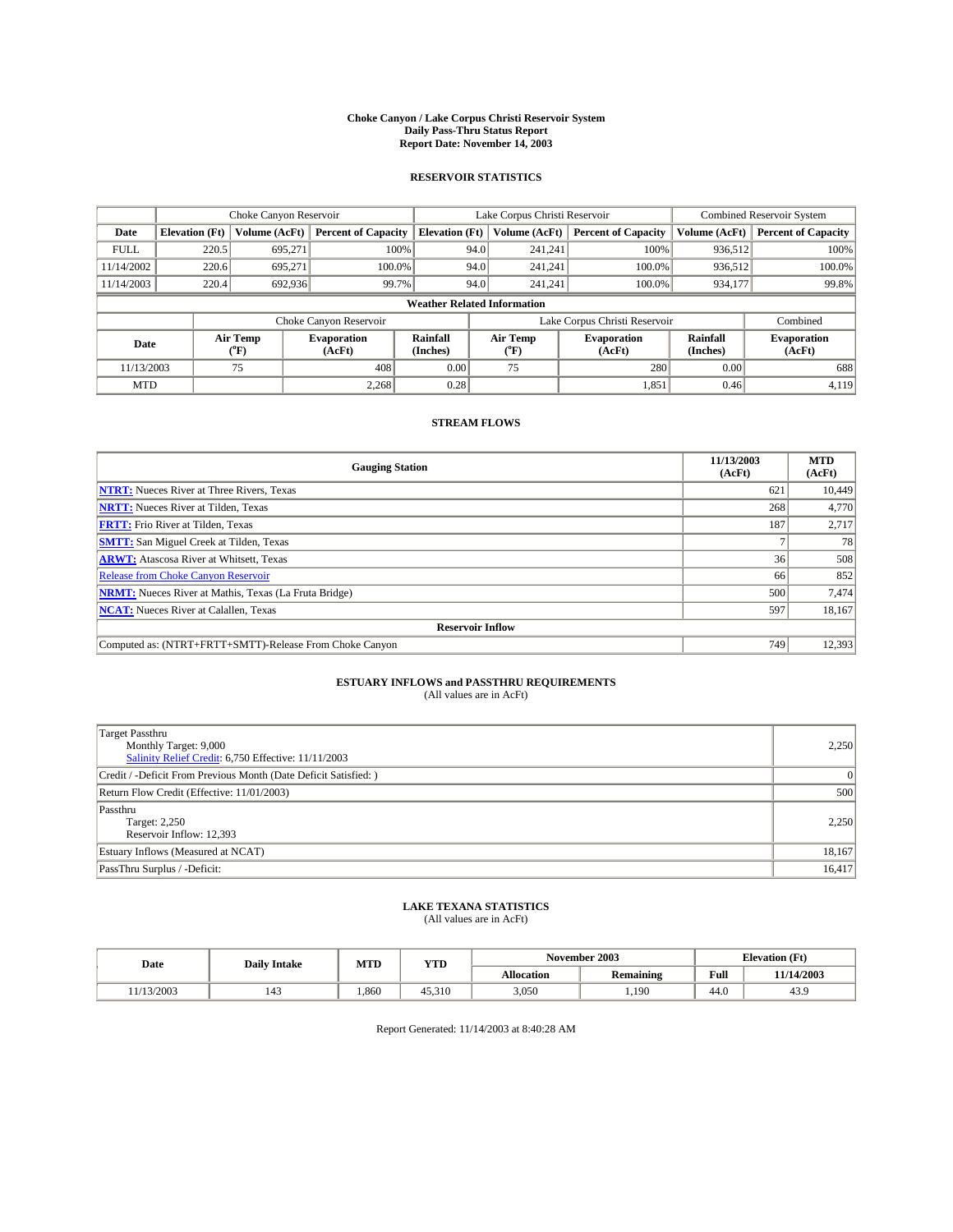# Choke Canyon / Lake Corpus Christi Reservoir System
## Daily Pass-Thru Status Report
## Report Date: November 14, 2003

### RESERVOIR STATISTICS

| | Choke Canyon Reservoir | | | Lake Corpus Christi Reservoir | | | Combined Reservoir System | |
|---|---|---|---|---|---|---|---|---|
| Date | Elevation (Ft) | Volume (AcFt) | Percent of Capacity | Elevation (Ft) | Volume (AcFt) | Percent of Capacity | Volume (AcFt) | Percent of Capacity |
| FULL | 220.5 | 695,271 | 100% | 94.0 | 241,241 | 100% | 936,512 | 100% |
| 11/14/2002 | 220.6 | 695,271 | 100.0% | 94.0 | 241,241 | 100.0% | 936,512 | 100.0% |
| 11/14/2003 | 220.4 | 692,936 | 99.7% | 94.0 | 241,241 | 100.0% | 934,177 | 99.8% |

**Weather Related Information**

| | Choke Canyon Reservoir | | | Lake Corpus Christi Reservoir | | | Combined |
|---|---|---|---|---|---|---|---|
| Date | Air Temp (°F) | Evaporation (AcFt) | Rainfall (Inches) | Air Temp (°F) | Evaporation (AcFt) | Rainfall (Inches) | Evaporation (AcFt) |
| 11/13/2003 | 75 | 408 | 0.00 | 75 | 280 | 0.00 | 688 |
| MTD | | 2,268 | 0.28 | | 1,851 | 0.46 | 4,119 |

### STREAM FLOWS

| Gauging Station | 11/13/2003 (AcFt) | MTD (AcFt) |
|---|---|---|
| **NTRT:** Nueces River at Three Rivers, Texas | 621 | 10,449 |
| **NRTT:** Nueces River at Tilden, Texas | 268 | 4,770 |
| **FRTT:** Frio River at Tilden, Texas | 187 | 2,717 |
| **SMTT:** San Miguel Creek at Tilden, Texas | 7 | 78 |
| **ARWT:** Atascosa River at Whitsett, Texas | 36 | 508 |
| Release from Choke Canyon Reservoir | 66 | 852 |
| **NRMT:** Nueces River at Mathis, Texas (La Fruta Bridge) | 500 | 7,474 |
| **NCAT:** Nueces River at Calallen, Texas | 597 | 18,167 |
| **Reservoir Inflow** | | |
| Computed as: (NTRT+FRTT+SMTT)-Release From Choke Canyon | 749 | 12,393 |

### ESTUARY INFLOWS and PASSTHRU REQUIREMENTS
(All values are in AcFt)

| | |
|---|---|
| Target Passthru<br>Monthly Target: 9,000<br>Salinity Relief Credit: 6,750 Effective: 11/11/2003 | 2,250 |
| Credit / -Deficit From Previous Month (Date Deficit Satisfied: ) | 0 |
| Return Flow Credit (Effective: 11/01/2003) | 500 |
| Passthru<br>Target: 2,250<br>Reservoir Inflow: 12,393 | 2,250 |
| Estuary Inflows (Measured at NCAT) | 18,167 |
| PassThru Surplus / -Deficit: | 16,417 |

### LAKE TEXANA STATISTICS
(All values are in AcFt)

| Date | Daily Intake | MTD | YTD | November 2003 | | Elevation (Ft) | |
|---|---|---|---|---|---|---|---|
| | | | | Allocation | Remaining | Full | 11/14/2003 |
| 11/13/2003 | 143 | 1,860 | 45,310 | 3,050 | 1,190 | 44.0 | 43.9 |

Report Generated: 11/14/2003 at 8:40:28 AM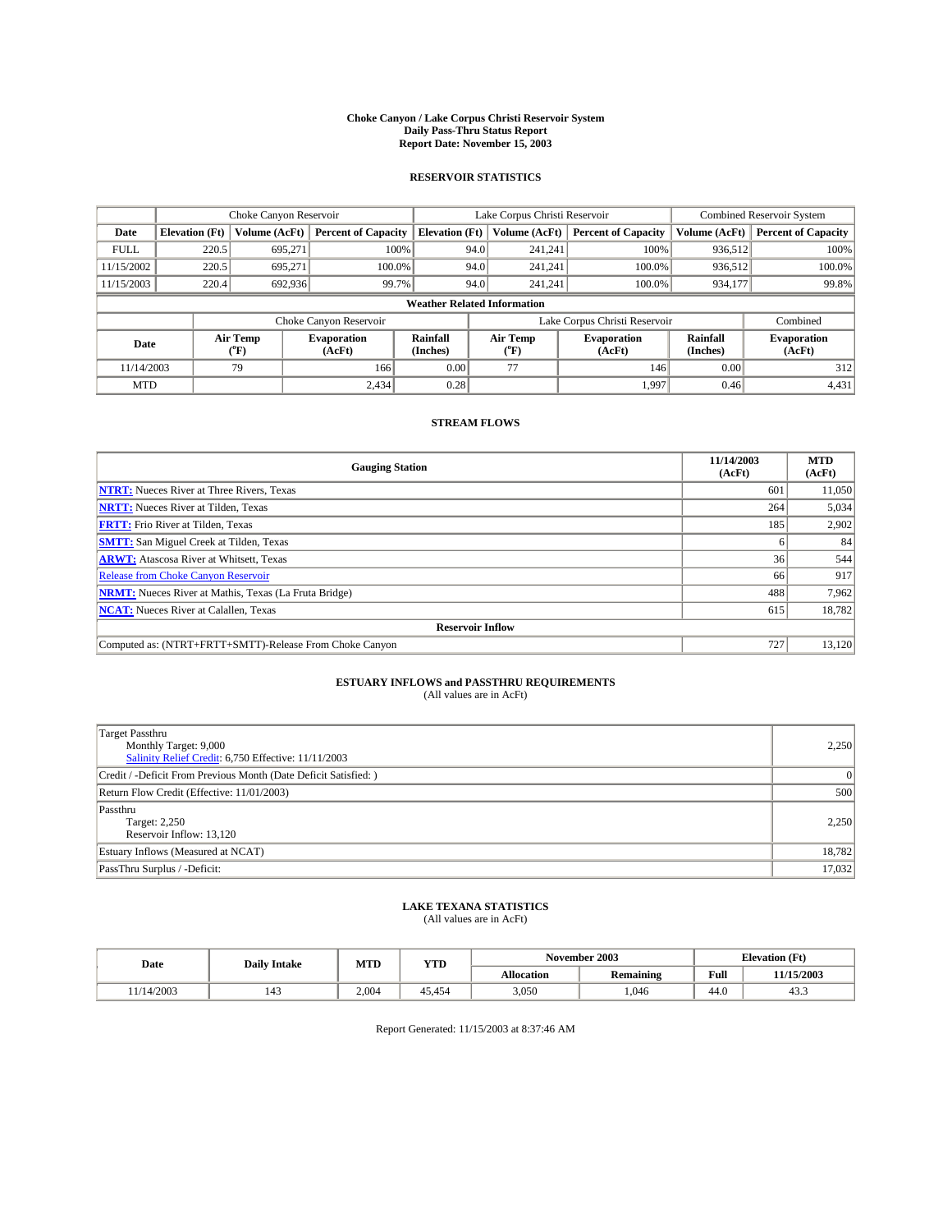# Choke Canyon / Lake Corpus Christi Reservoir System
## Daily Pass-Thru Status Report
## Report Date: November 15, 2003

### RESERVOIR STATISTICS

| | Choke Canyon Reservoir | | | Lake Corpus Christi Reservoir | | | Combined Reservoir System | |
|---|---|---|---|---|---|---|---|---|
| Date | Elevation (Ft) | Volume (AcFt) | Percent of Capacity | Elevation (Ft) | Volume (AcFt) | Percent of Capacity | Volume (AcFt) | Percent of Capacity |
| FULL | 220.5 | 695,271 | 100% | 94.0 | 241,241 | 100% | 936,512 | 100% |
| 11/15/2002 | 220.5 | 695,271 | 100.0% | 94.0 | 241,241 | 100.0% | 936,512 | 100.0% |
| 11/15/2003 | 220.4 | 692,936 | 99.7% | 94.0 | 241,241 | 100.0% | 934,177 | 99.8% |

**Weather Related Information**

| | Choke Canyon Reservoir | | | Lake Corpus Christi Reservoir | | | Combined |
|---|---|---|---|---|---|---|---|
| Date | Air Temp (°F) | Evaporation (AcFt) | Rainfall (Inches) | Air Temp (°F) | Evaporation (AcFt) | Rainfall (Inches) | Evaporation (AcFt) |
| 11/14/2003 | 79 | 166 | 0.00 | 77 | 146 | 0.00 | 312 |
| MTD | | 2,434 | 0.28 | | 1,997 | 0.46 | 4,431 |

### STREAM FLOWS

| Gauging Station | 11/14/2003 (AcFt) | MTD (AcFt) |
|---|---|---|
| NTRT: Nueces River at Three Rivers, Texas | 601 | 11,050 |
| NRTT: Nueces River at Tilden, Texas | 264 | 5,034 |
| FRTT: Frio River at Tilden, Texas | 185 | 2,902 |
| SMTT: San Miguel Creek at Tilden, Texas | 6 | 84 |
| ARWT: Atascosa River at Whitsett, Texas | 36 | 544 |
| Release from Choke Canyon Reservoir | 66 | 917 |
| NRMT: Nueces River at Mathis, Texas (La Fruta Bridge) | 488 | 7,962 |
| NCAT: Nueces River at Calallen, Texas | 615 | 18,782 |
| **Reservoir Inflow** | | |
| Computed as: (NTRT+FRTT+SMTT)-Release From Choke Canyon | 727 | 13,120 |

### ESTUARY INFLOWS and PASSTHRU REQUIREMENTS
(All values are in AcFt)

| | |
|---|---|
| Target Passthru<br>Monthly Target: 9,000<br>Salinity Relief Credit: 6,750 Effective: 11/11/2003 | 2,250 |
| Credit / -Deficit From Previous Month (Date Deficit Satisfied: ) | 0 |
| Return Flow Credit (Effective: 11/01/2003) | 500 |
| Passthru<br>Target: 2,250<br>Reservoir Inflow: 13,120 | 2,250 |
| Estuary Inflows (Measured at NCAT) | 18,782 |
| PassThru Surplus / -Deficit: | 17,032 |

### LAKE TEXANA STATISTICS
(All values are in AcFt)

| Date | Daily Intake | MTD | YTD | November 2003 | | Elevation (Ft) | |
|---|---|---|---|---|---|---|---|
| | | | | Allocation | Remaining | Full | 11/15/2003 |
| 11/14/2003 | 143 | 2,004 | 45,454 | 3,050 | 1,046 | 44.0 | 43.3 |

Report Generated: 11/15/2003 at 8:37:46 AM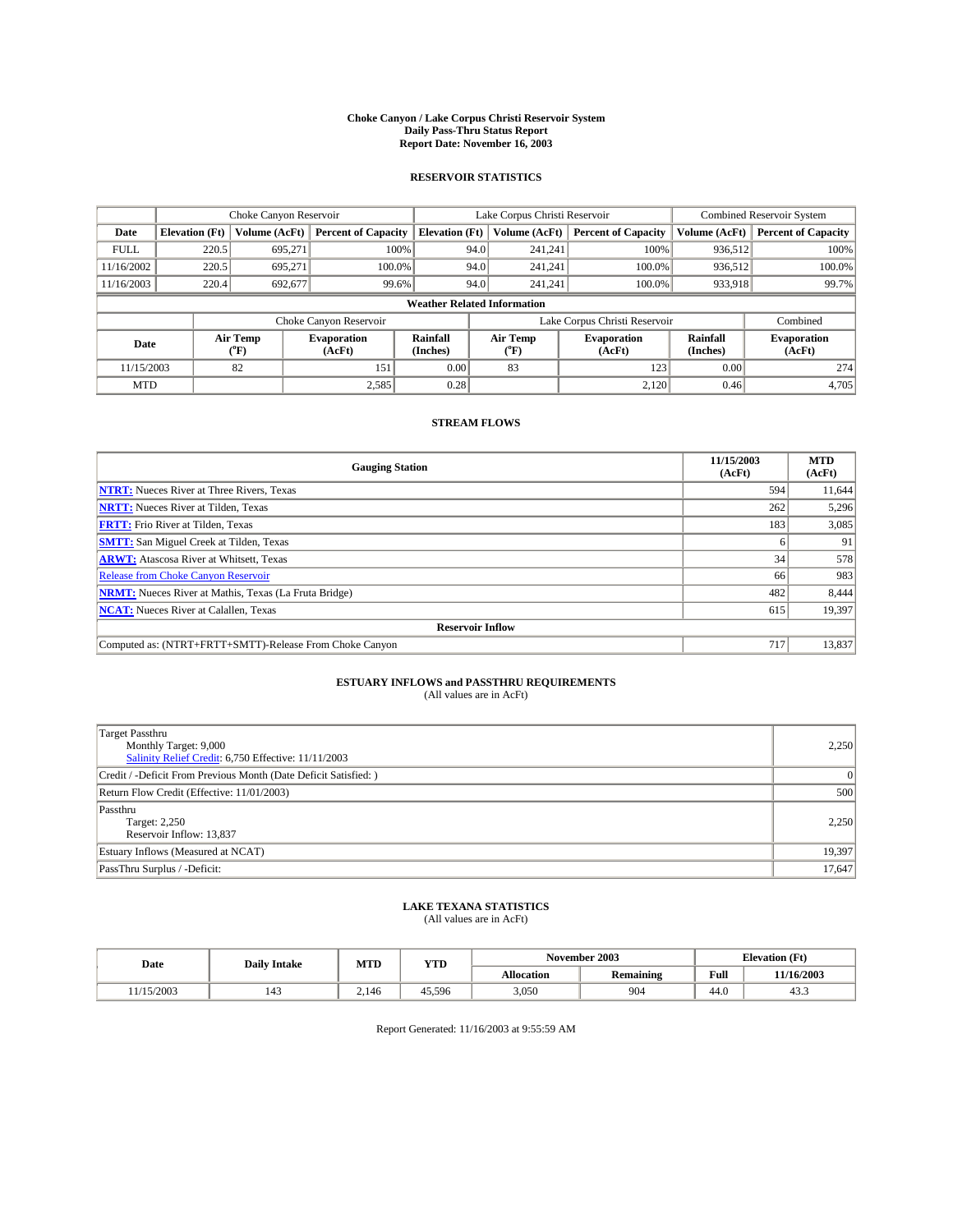# Choke Canyon / Lake Corpus Christi Reservoir System
## Daily Pass-Thru Status Report
### Report Date: November 16, 2003

## RESERVOIR STATISTICS

| | Choke Canyon Reservoir | | | Lake Corpus Christi Reservoir | | | Combined Reservoir System | |
|---|---|---|---|---|---|---|---|---|
| Date | Elevation (Ft) | Volume (AcFt) | Percent of Capacity | Elevation (Ft) | Volume (AcFt) | Percent of Capacity | Volume (AcFt) | Percent of Capacity |
| FULL | 220.5 | 695,271 | 100% | 94.0 | 241,241 | 100% | 936,512 | 100% |
| 11/16/2002 | 220.5 | 695,271 | 100.0% | 94.0 | 241,241 | 100.0% | 936,512 | 100.0% |
| 11/16/2003 | 220.4 | 692,677 | 99.6% | 94.0 | 241,241 | 100.0% | 933,918 | 99.7% |

**Weather Related Information**

| | Choke Canyon Reservoir | | | Lake Corpus Christi Reservoir | | | Combined |
|---|---|---|---|---|---|---|---|
| Date | Air Temp (°F) | Evaporation (AcFt) | Rainfall (Inches) | Air Temp (°F) | Evaporation (AcFt) | Rainfall (Inches) | Evaporation (AcFt) |
| 11/15/2003 | 82 | 151 | 0.00 | 83 | 123 | 0.00 | 274 |
| MTD | | 2,585 | 0.28 | | 2,120 | 0.46 | 4,705 |

## STREAM FLOWS

| Gauging Station | 11/15/2003 (AcFt) | MTD (AcFt) |
|---|---|---|
| NTRT: Nueces River at Three Rivers, Texas | 594 | 11,644 |
| NRTT: Nueces River at Tilden, Texas | 262 | 5,296 |
| FRTT: Frio River at Tilden, Texas | 183 | 3,085 |
| SMTT: San Miguel Creek at Tilden, Texas | 6 | 91 |
| ARWT: Atascosa River at Whitsett, Texas | 34 | 578 |
| Release from Choke Canyon Reservoir | 66 | 983 |
| NRMT: Nueces River at Mathis, Texas (La Fruta Bridge) | 482 | 8,444 |
| NCAT: Nueces River at Calallen, Texas | 615 | 19,397 |
| **Reservoir Inflow** | | |
| Computed as: (NTRT+FRTT+SMTT)-Release From Choke Canyon | 717 | 13,837 |

## ESTUARY INFLOWS and PASSTHRU REQUIREMENTS
(All values are in AcFt)

| | |
|---|---|
| Target Passthru<br>Monthly Target: 9,000<br>Salinity Relief Credit: 6,750 Effective: 11/11/2003 | 2,250 |
| Credit / -Deficit From Previous Month (Date Deficit Satisfied: ) | 0 |
| Return Flow Credit (Effective: 11/01/2003) | 500 |
| Passthru<br>Target: 2,250<br>Reservoir Inflow: 13,837 | 2,250 |
| Estuary Inflows (Measured at NCAT) | 19,397 |
| PassThru Surplus / -Deficit: | 17,647 |

## LAKE TEXANA STATISTICS
(All values are in AcFt)

| Date | Daily Intake | MTD | YTD | November 2003 | | Elevation (Ft) | |
|---|---|---|---|---|---|---|---|
| | | | | Allocation | Remaining | Full | 11/16/2003 |
| 11/15/2003 | 143 | 2,146 | 45,596 | 3,050 | 904 | 44.0 | 43.3 |

Report Generated: 11/16/2003 at 9:55:59 AM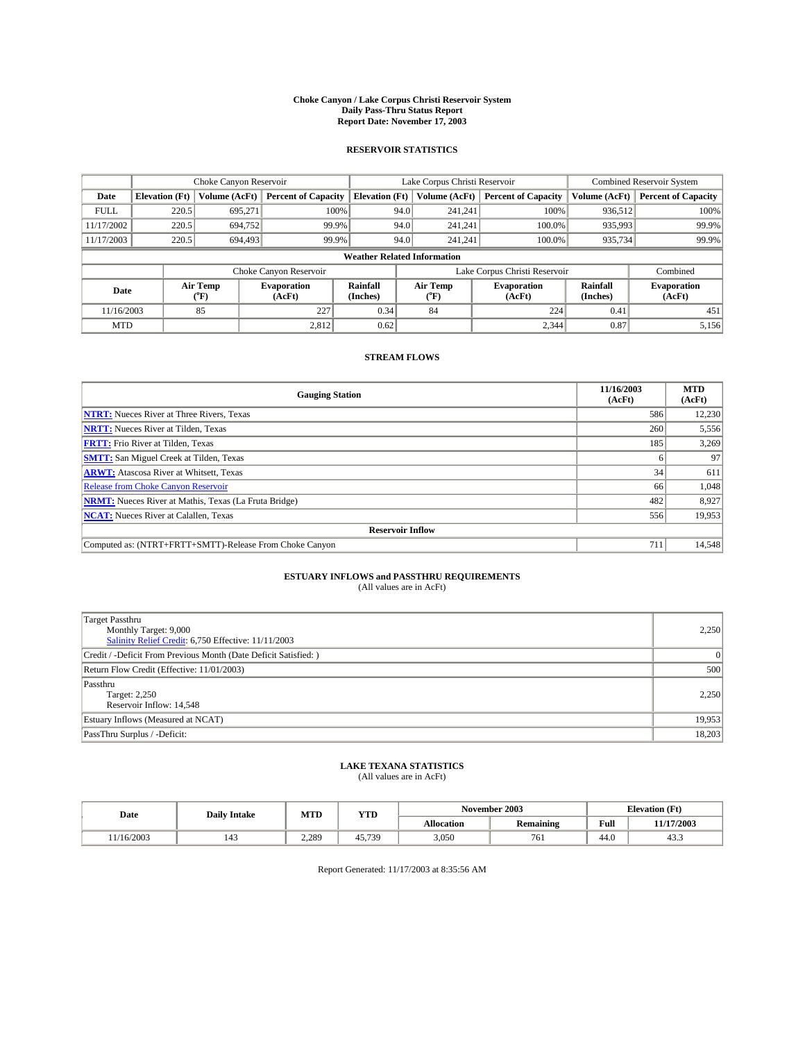# Choke Canyon / Lake Corpus Christi Reservoir System
## Daily Pass-Thru Status Report
## Report Date: November 17, 2003

### RESERVOIR STATISTICS

| | Choke Canyon Reservoir | | | Lake Corpus Christi Reservoir | | | Combined Reservoir System | |
|---|---|---|---|---|---|---|---|---|
| Date | Elevation (Ft) | Volume (AcFt) | Percent of Capacity | Elevation (Ft) | Volume (AcFt) | Percent of Capacity | Volume (AcFt) | Percent of Capacity |
| FULL | 220.5 | 695,271 | 100% | 94.0 | 241,241 | 100% | 936,512 | 100% |
| 11/17/2002 | 220.5 | 694,752 | 99.9% | 94.0 | 241,241 | 100.0% | 935,993 | 99.9% |
| 11/17/2003 | 220.5 | 694,493 | 99.9% | 94.0 | 241,241 | 100.0% | 935,734 | 99.9% |

**Weather Related Information**

| | Choke Canyon Reservoir | | | Lake Corpus Christi Reservoir | | | Combined |
|---|---|---|---|---|---|---|---|
| Date | Air Temp (°F) | Evaporation (AcFt) | Rainfall (Inches) | Air Temp (°F) | Evaporation (AcFt) | Rainfall (Inches) | Evaporation (AcFt) |
| 11/16/2003 | 85 | 227 | 0.34 | 84 | 224 | 0.41 | 451 |
| MTD | | 2,812 | 0.62 | | 2,344 | 0.87 | 5,156 |

### STREAM FLOWS

| Gauging Station | 11/16/2003 (AcFt) | MTD (AcFt) |
|---|---|---|
| NTRT: Nueces River at Three Rivers, Texas | 586 | 12,230 |
| NRTT: Nueces River at Tilden, Texas | 260 | 5,556 |
| FRTT: Frio River at Tilden, Texas | 185 | 3,269 |
| SMTT: San Miguel Creek at Tilden, Texas | 6 | 97 |
| ARWT: Atascosa River at Whitsett, Texas | 34 | 611 |
| Release from Choke Canyon Reservoir | 66 | 1,048 |
| NRMT: Nueces River at Mathis, Texas (La Fruta Bridge) | 482 | 8,927 |
| NCAT: Nueces River at Calallen, Texas | 556 | 19,953 |
| **Reservoir Inflow** | | |
| Computed as: (NTRT+FRTT+SMTT)-Release From Choke Canyon | 711 | 14,548 |

### ESTUARY INFLOWS and PASSTHRU REQUIREMENTS
(All values are in AcFt)

| | |
|---|---|
| Target Passthru<br>Monthly Target: 9,000<br>Salinity Relief Credit: 6,750 Effective: 11/11/2003 | 2,250 |
| Credit / -Deficit From Previous Month (Date Deficit Satisfied: ) | 0 |
| Return Flow Credit (Effective: 11/01/2003) | 500 |
| Passthru<br>Target: 2,250<br>Reservoir Inflow: 14,548 | 2,250 |
| Estuary Inflows (Measured at NCAT) | 19,953 |
| PassThru Surplus / -Deficit: | 18,203 |

### LAKE TEXANA STATISTICS
(All values are in AcFt)

| Date | Daily Intake | MTD | YTD | November 2003 | | Elevation (Ft) | |
|---|---|---|---|---|---|---|---|
| | | | | Allocation | Remaining | Full | 11/17/2003 |
| 11/16/2003 | 143 | 2,289 | 45,739 | 3,050 | 761 | 44.0 | 43.3 |

Report Generated: 11/17/2003 at 8:35:56 AM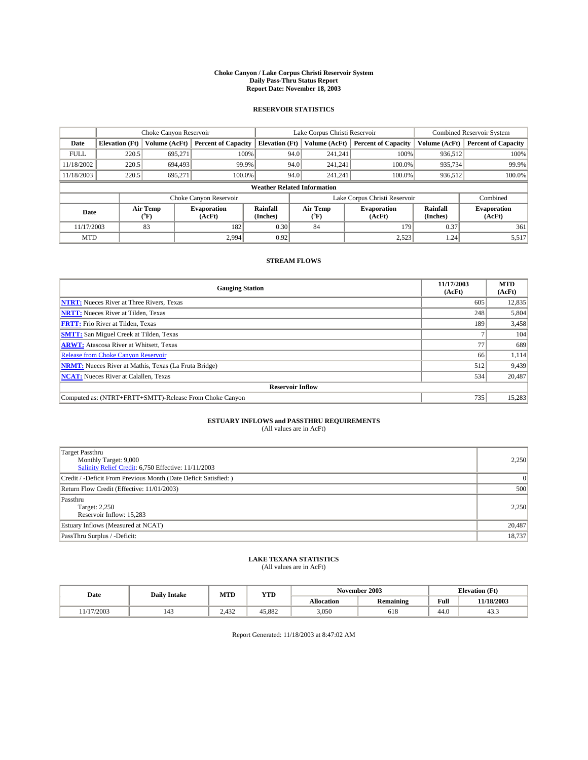# Choke Canyon / Lake Corpus Christi Reservoir System
## Daily Pass-Thru Status Report
### Report Date: November 18, 2003

## RESERVOIR STATISTICS

| | Choke Canyon Reservoir | | | Lake Corpus Christi Reservoir | | | Combined Reservoir System | |
|---|---|---|---|---|---|---|---|---|
| Date | Elevation (Ft) | Volume (AcFt) | Percent of Capacity | Elevation (Ft) | Volume (AcFt) | Percent of Capacity | Volume (AcFt) | Percent of Capacity |
| FULL | 220.5 | 695,271 | 100% | 94.0 | 241,241 | 100% | 936,512 | 100% |
| 11/18/2002 | 220.5 | 694,493 | 99.9% | 94.0 | 241,241 | 100.0% | 935,734 | 99.9% |
| 11/18/2003 | 220.5 | 695,271 | 100.0% | 94.0 | 241,241 | 100.0% | 936,512 | 100.0% |

**Weather Related Information**

| | Choke Canyon Reservoir | | | Lake Corpus Christi Reservoir | | | Combined |
|---|---|---|---|---|---|---|---|
| Date | Air Temp (°F) | Evaporation (AcFt) | Rainfall (Inches) | Air Temp (°F) | Evaporation (AcFt) | Rainfall (Inches) | Evaporation (AcFt) |
| 11/17/2003 | 83 | 182 | 0.30 | 84 | 179 | 0.37 | 361 |
| MTD | | 2,994 | 0.92 | | 2,523 | 1.24 | 5,517 |

## STREAM FLOWS

| Gauging Station | 11/17/2003 (AcFt) | MTD (AcFt) |
|---|---|---|
| **NTRT:** Nueces River at Three Rivers, Texas | 605 | 12,835 |
| **NRTT:** Nueces River at Tilden, Texas | 248 | 5,804 |
| **FRTT:** Frio River at Tilden, Texas | 189 | 3,458 |
| **SMTT:** San Miguel Creek at Tilden, Texas | 7 | 104 |
| **ARWT:** Atascosa River at Whitsett, Texas | 77 | 689 |
| Release from Choke Canyon Reservoir | 66 | 1,114 |
| **NRMT:** Nueces River at Mathis, Texas (La Fruta Bridge) | 512 | 9,439 |
| **NCAT:** Nueces River at Calallen, Texas | 534 | 20,487 |
| **Reservoir Inflow** | | |
| Computed as: (NTRT+FRTT+SMTT)-Release From Choke Canyon | 735 | 15,283 |

## ESTUARY INFLOWS and PASSTHRU REQUIREMENTS
(All values are in AcFt)

| | |
|---|---|
| Target Passthru<br>Monthly Target: 9,000<br>Salinity Relief Credit: 6,750 Effective: 11/11/2003 | 2,250 |
| Credit / -Deficit From Previous Month (Date Deficit Satisfied: ) | 0 |
| Return Flow Credit (Effective: 11/01/2003) | 500 |
| Passthru<br>Target: 2,250<br>Reservoir Inflow: 15,283 | 2,250 |
| Estuary Inflows (Measured at NCAT) | 20,487 |
| PassThru Surplus / -Deficit: | 18,737 |

## LAKE TEXANA STATISTICS
(All values are in AcFt)

| Date | Daily Intake | MTD | YTD | November 2003 | | Elevation (Ft) | |
|---|---|---|---|---|---|---|---|
| | | | | Allocation | Remaining | Full | 11/18/2003 |
| 11/17/2003 | 143 | 2,432 | 45,882 | 3,050 | 618 | 44.0 | 43.3 |

Report Generated: 11/18/2003 at 8:47:02 AM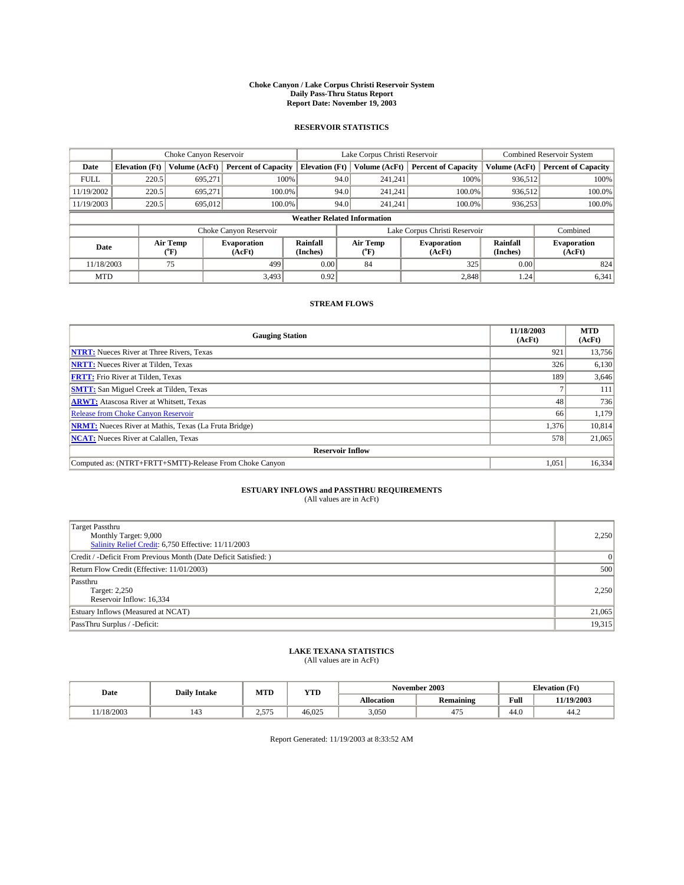# Choke Canyon / Lake Corpus Christi Reservoir System
## Daily Pass-Thru Status Report
### Report Date: November 19, 2003

## RESERVOIR STATISTICS

| | Choke Canyon Reservoir | | | Lake Corpus Christi Reservoir | | | Combined Reservoir System | |
|---|---|---|---|---|---|---|---|---|
| Date | Elevation (Ft) | Volume (AcFt) | Percent of Capacity | Elevation (Ft) | Volume (AcFt) | Percent of Capacity | Volume (AcFt) | Percent of Capacity |
| FULL | 220.5 | 695,271 | 100% | 94.0 | 241,241 | 100% | 936,512 | 100% |
| 11/19/2002 | 220.5 | 695,271 | 100.0% | 94.0 | 241,241 | 100.0% | 936,512 | 100.0% |
| 11/19/2003 | 220.5 | 695,012 | 100.0% | 94.0 | 241,241 | 100.0% | 936,253 | 100.0% |

**Weather Related Information**

| | Choke Canyon Reservoir | | | Lake Corpus Christi Reservoir | | | Combined |
|---|---|---|---|---|---|---|---|
| Date | Air Temp (°F) | Evaporation (AcFt) | Rainfall (Inches) | Air Temp (°F) | Evaporation (AcFt) | Rainfall (Inches) | Evaporation (AcFt) |
| 11/18/2003 | 75 | 499 | 0.00 | 84 | 325 | 0.00 | 824 |
| MTD | | 3,493 | 0.92 | | 2,848 | 1.24 | 6,341 |

## STREAM FLOWS

| Gauging Station | 11/18/2003 (AcFt) | MTD (AcFt) |
|---|---|---|
| NTRT: Nueces River at Three Rivers, Texas | 921 | 13,756 |
| NRTT: Nueces River at Tilden, Texas | 326 | 6,130 |
| FRTT: Frio River at Tilden, Texas | 189 | 3,646 |
| SMTT: San Miguel Creek at Tilden, Texas | 7 | 111 |
| ARWT: Atascosa River at Whitsett, Texas | 48 | 736 |
| Release from Choke Canyon Reservoir | 66 | 1,179 |
| NRMT: Nueces River at Mathis, Texas (La Fruta Bridge) | 1,376 | 10,814 |
| NCAT: Nueces River at Calallen, Texas | 578 | 21,065 |
| **Reservoir Inflow** | | |
| Computed as: (NTRT+FRTT+SMTT)-Release From Choke Canyon | 1,051 | 16,334 |

## ESTUARY INFLOWS and PASSTHRU REQUIREMENTS
(All values are in AcFt)

| | |
|---|---|
| Target Passthru<br>Monthly Target: 9,000<br>Salinity Relief Credit: 6,750 Effective: 11/11/2003 | 2,250 |
| Credit / -Deficit From Previous Month (Date Deficit Satisfied: ) | 0 |
| Return Flow Credit (Effective: 11/01/2003) | 500 |
| Passthru<br>Target: 2,250<br>Reservoir Inflow: 16,334 | 2,250 |
| Estuary Inflows (Measured at NCAT) | 21,065 |
| PassThru Surplus / -Deficit: | 19,315 |

## LAKE TEXANA STATISTICS
(All values are in AcFt)

| Date | Daily Intake | MTD | YTD | November 2003 | | Elevation (Ft) | |
|---|---|---|---|---|---|---|---|
| | | | | Allocation | Remaining | Full | 11/19/2003 |
| 11/18/2003 | 143 | 2,575 | 46,025 | 3,050 | 475 | 44.0 | 44.2 |

Report Generated: 11/19/2003 at 8:33:52 AM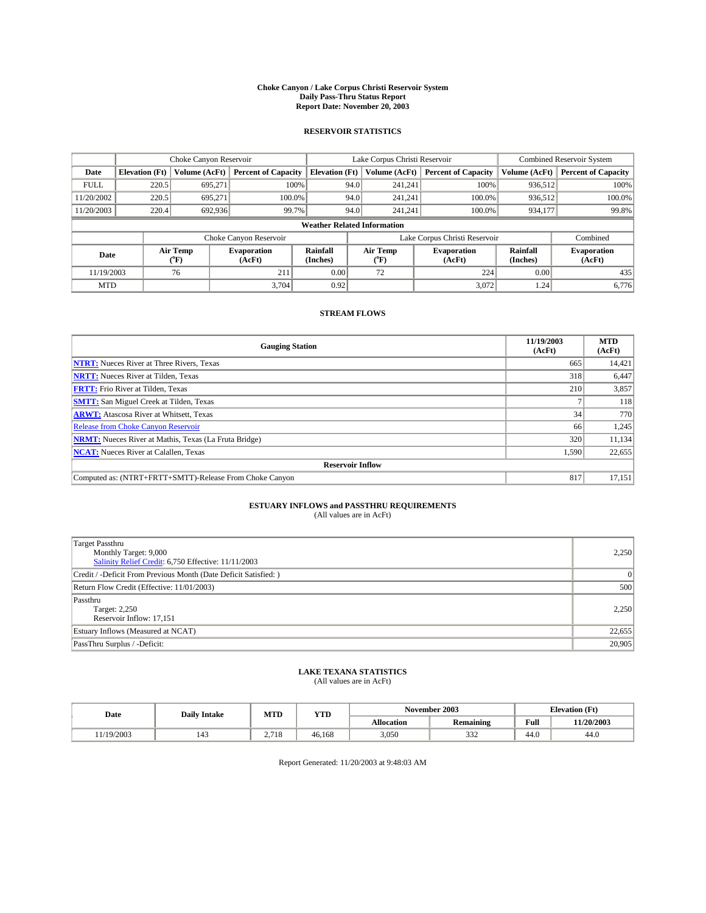**Choke Canyon / Lake Corpus Christi Reservoir System**
**Daily Pass-Thru Status Report**
**Report Date: November 20, 2003**

## RESERVOIR STATISTICS

| | Choke Canyon Reservoir | | | Lake Corpus Christi Reservoir | | | Combined Reservoir System | |
|---|---|---|---|---|---|---|---|---|
| **Date** | **Elevation (Ft)** | **Volume (AcFt)** | **Percent of Capacity** | **Elevation (Ft)** | **Volume (AcFt)** | **Percent of Capacity** | **Volume (AcFt)** | **Percent of Capacity** |
| FULL | 220.5 | 695,271 | 100% | 94.0 | 241,241 | 100% | 936,512 | 100% |
| 11/20/2002 | 220.5 | 695,271 | 100.0% | 94.0 | 241,241 | 100.0% | 936,512 | 100.0% |
| 11/20/2003 | 220.4 | 692,936 | 99.7% | 94.0 | 241,241 | 100.0% | 934,177 | 99.8% |

**Weather Related Information**

| | Choke Canyon Reservoir | | | Lake Corpus Christi Reservoir | | | Combined |
|---|---|---|---|---|---|---|---|
| **Date** | **Air Temp (°F)** | **Evaporation (AcFt)** | **Rainfall (Inches)** | **Air Temp (°F)** | **Evaporation (AcFt)** | **Rainfall (Inches)** | **Evaporation (AcFt)** |
| 11/19/2003 | 76 | 211 | 0.00 | 72 | 224 | 0.00 | 435 |
| MTD | | 3,704 | 0.92 | | 3,072 | 1.24 | 6,776 |

## STREAM FLOWS

| Gauging Station | 11/19/2003 (AcFt) | MTD (AcFt) |
|---|---|---|
| **NTRT:** Nueces River at Three Rivers, Texas | 665 | 14,421 |
| **NRTT:** Nueces River at Tilden, Texas | 318 | 6,447 |
| **FRTT:** Frio River at Tilden, Texas | 210 | 3,857 |
| **SMTT:** San Miguel Creek at Tilden, Texas | 7 | 118 |
| **ARWT:** Atascosa River at Whitsett, Texas | 34 | 770 |
| Release from Choke Canyon Reservoir | 66 | 1,245 |
| **NRMT:** Nueces River at Mathis, Texas (La Fruta Bridge) | 320 | 11,134 |
| **NCAT:** Nueces River at Calallen, Texas | 1,590 | 22,655 |
| **Reservoir Inflow** | | |
| Computed as: (NTRT+FRTT+SMTT)-Release From Choke Canyon | 817 | 17,151 |

## ESTUARY INFLOWS and PASSTHRU REQUIREMENTS

(All values are in AcFt)

| | |
|---|---|
| Target Passthru<br>Monthly Target: 9,000<br>Salinity Relief Credit: 6,750 Effective: 11/11/2003 | 2,250 |
| Credit / -Deficit From Previous Month (Date Deficit Satisfied: ) | 0 |
| Return Flow Credit (Effective: 11/01/2003) | 500 |
| Passthru<br>Target: 2,250<br>Reservoir Inflow: 17,151 | 2,250 |
| Estuary Inflows (Measured at NCAT) | 22,655 |
| PassThru Surplus / -Deficit: | 20,905 |

## LAKE TEXANA STATISTICS

(All values are in AcFt)

| Date | Daily Intake | MTD | YTD | November 2003 | | Elevation (Ft) | |
|---|---|---|---|---|---|---|---|
| | | | | **Allocation** | **Remaining** | **Full** | **11/20/2003** |
| 11/19/2003 | 143 | 2,718 | 46,168 | 3,050 | 332 | 44.0 | 44.0 |

Report Generated: 11/20/2003 at 9:48:03 AM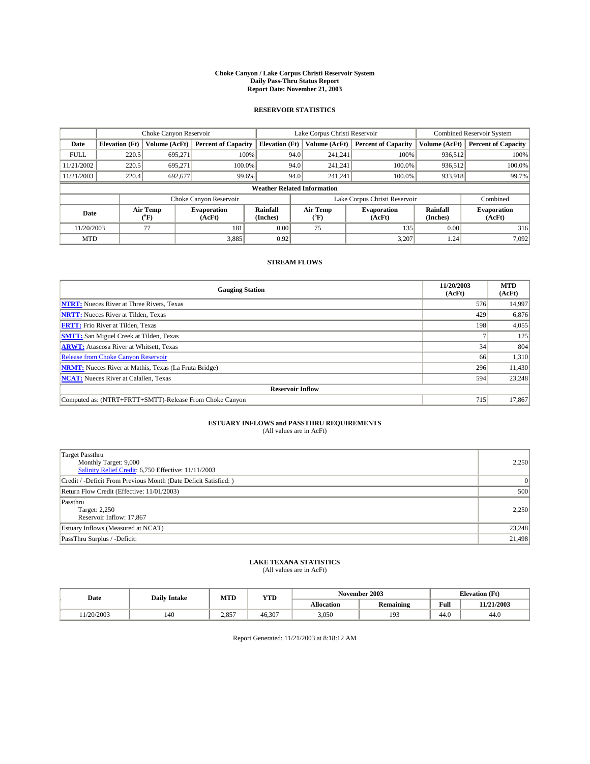# Choke Canyon / Lake Corpus Christi Reservoir System
## Daily Pass-Thru Status Report
## Report Date: November 21, 2003

### RESERVOIR STATISTICS

| | Choke Canyon Reservoir | | | Lake Corpus Christi Reservoir | | | Combined Reservoir System | |
|---|---|---|---|---|---|---|---|---|
| **Date** | **Elevation (Ft)** | **Volume (AcFt)** | **Percent of Capacity** | **Elevation (Ft)** | **Volume (AcFt)** | **Percent of Capacity** | **Volume (AcFt)** | **Percent of Capacity** |
| FULL | 220.5 | 695,271 | 100% | 94.0 | 241,241 | 100% | 936,512 | 100% |
| 11/21/2002 | 220.5 | 695,271 | 100.0% | 94.0 | 241,241 | 100.0% | 936,512 | 100.0% |
| 11/21/2003 | 220.4 | 692,677 | 99.6% | 94.0 | 241,241 | 100.0% | 933,918 | 99.7% |

**Weather Related Information**

| | Choke Canyon Reservoir | | | Lake Corpus Christi Reservoir | | | Combined |
|---|---|---|---|---|---|---|---|
| **Date** | **Air Temp (°F)** | **Evaporation (AcFt)** | **Rainfall (Inches)** | **Air Temp (°F)** | **Evaporation (AcFt)** | **Rainfall (Inches)** | **Evaporation (AcFt)** |
| 11/20/2003 | 77 | 181 | 0.00 | 75 | 135 | 0.00 | 316 |
| MTD | | 3,885 | 0.92 | | 3,207 | 1.24 | 7,092 |

### STREAM FLOWS

| Gauging Station | 11/20/2003 (AcFt) | MTD (AcFt) |
|---|---|---|
| **NTRT:** Nueces River at Three Rivers, Texas | 576 | 14,997 |
| **NRTT:** Nueces River at Tilden, Texas | 429 | 6,876 |
| **FRTT:** Frio River at Tilden, Texas | 198 | 4,055 |
| **SMTT:** San Miguel Creek at Tilden, Texas | 7 | 125 |
| **ARWT:** Atascosa River at Whitsett, Texas | 34 | 804 |
| Release from Choke Canyon Reservoir | 66 | 1,310 |
| **NRMT:** Nueces River at Mathis, Texas (La Fruta Bridge) | 296 | 11,430 |
| **NCAT:** Nueces River at Calallen, Texas | 594 | 23,248 |
| **Reservoir Inflow** | | |
| Computed as: (NTRT+FRTT+SMTT)-Release From Choke Canyon | 715 | 17,867 |

### ESTUARY INFLOWS and PASSTHRU REQUIREMENTS
(All values are in AcFt)

| | |
|---|---|
| Target Passthru<br>Monthly Target: 9,000<br>Salinity Relief Credit: 6,750 Effective: 11/11/2003 | 2,250 |
| Credit / -Deficit From Previous Month (Date Deficit Satisfied: ) | 0 |
| Return Flow Credit (Effective: 11/01/2003) | 500 |
| Passthru<br>Target: 2,250<br>Reservoir Inflow: 17,867 | 2,250 |
| Estuary Inflows (Measured at NCAT) | 23,248 |
| PassThru Surplus / -Deficit: | 21,498 |

### LAKE TEXANA STATISTICS
(All values are in AcFt)

| Date | Daily Intake | MTD | YTD | November 2003 | | Elevation (Ft) | |
|---|---|---|---|---|---|---|---|
| | | | | **Allocation** | **Remaining** | **Full** | **11/21/2003** |
| 11/20/2003 | 140 | 2,857 | 46,307 | 3,050 | 193 | 44.0 | 44.0 |

Report Generated: 11/21/2003 at 8:18:12 AM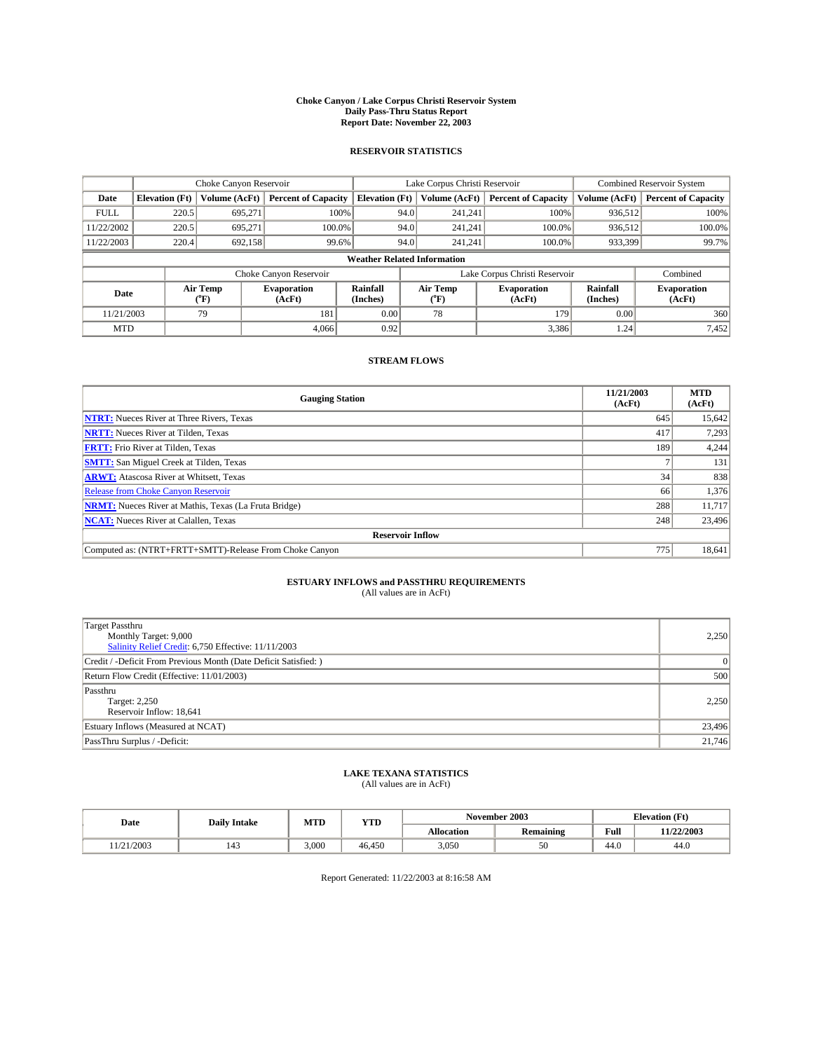# Choke Canyon / Lake Corpus Christi Reservoir System
## Daily Pass-Thru Status Report
## Report Date: November 22, 2003

### RESERVOIR STATISTICS

| | Choke Canyon Reservoir | | | Lake Corpus Christi Reservoir | | | Combined Reservoir System | |
|---|---|---|---|---|---|---|---|---|
| Date | Elevation (Ft) | Volume (AcFt) | Percent of Capacity | Elevation (Ft) | Volume (AcFt) | Percent of Capacity | Volume (AcFt) | Percent of Capacity |
| FULL | 220.5 | 695,271 | 100% | 94.0 | 241,241 | 100% | 936,512 | 100% |
| 11/22/2002 | 220.5 | 695,271 | 100.0% | 94.0 | 241,241 | 100.0% | 936,512 | 100.0% |
| 11/22/2003 | 220.4 | 692,158 | 99.6% | 94.0 | 241,241 | 100.0% | 933,399 | 99.7% |

**Weather Related Information**

| | Choke Canyon Reservoir | | | Lake Corpus Christi Reservoir | | | Combined |
|---|---|---|---|---|---|---|---|
| Date | Air Temp (°F) | Evaporation (AcFt) | Rainfall (Inches) | Air Temp (°F) | Evaporation (AcFt) | Rainfall (Inches) | Evaporation (AcFt) |
| 11/21/2003 | 79 | 181 | 0.00 | 78 | 179 | 0.00 | 360 |
| MTD | | 4,066 | 0.92 | | 3,386 | 1.24 | 7,452 |

### STREAM FLOWS

| Gauging Station | 11/21/2003 (AcFt) | MTD (AcFt) |
|---|---|---|
| **NTRT:** Nueces River at Three Rivers, Texas | 645 | 15,642 |
| **NRTT:** Nueces River at Tilden, Texas | 417 | 7,293 |
| **FRTT:** Frio River at Tilden, Texas | 189 | 4,244 |
| **SMTT:** San Miguel Creek at Tilden, Texas | 7 | 131 |
| **ARWT:** Atascosa River at Whitsett, Texas | 34 | 838 |
| Release from Choke Canyon Reservoir | 66 | 1,376 |
| **NRMT:** Nueces River at Mathis, Texas (La Fruta Bridge) | 288 | 11,717 |
| **NCAT:** Nueces River at Calallen, Texas | 248 | 23,496 |
| **Reservoir Inflow** | | |
| Computed as: (NTRT+FRTT+SMTT)-Release From Choke Canyon | 775 | 18,641 |

### ESTUARY INFLOWS and PASSTHRU REQUIREMENTS
(All values are in AcFt)

| | |
|---|---|
| Target Passthru<br>Monthly Target: 9,000<br>Salinity Relief Credit: 6,750 Effective: 11/11/2003 | 2,250 |
| Credit / -Deficit From Previous Month (Date Deficit Satisfied: ) | 0 |
| Return Flow Credit (Effective: 11/01/2003) | 500 |
| Passthru<br>Target: 2,250<br>Reservoir Inflow: 18,641 | 2,250 |
| Estuary Inflows (Measured at NCAT) | 23,496 |
| PassThru Surplus / -Deficit: | 21,746 |

### LAKE TEXANA STATISTICS
(All values are in AcFt)

| Date | Daily Intake | MTD | YTD | November 2003 | | Elevation (Ft) | |
|---|---|---|---|---|---|---|---|
| | | | | Allocation | Remaining | Full | 11/22/2003 |
| 11/21/2003 | 143 | 3,000 | 46,450 | 3,050 | 50 | 44.0 | 44.0 |

Report Generated: 11/22/2003 at 8:16:58 AM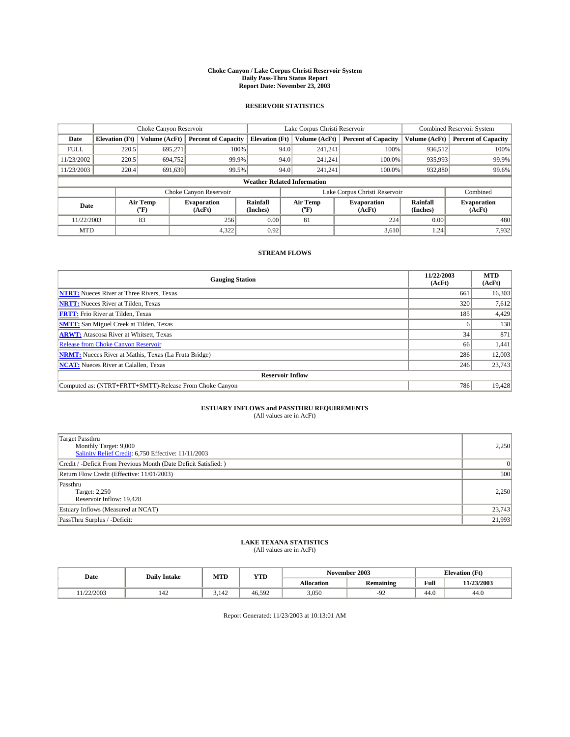# Choke Canyon / Lake Corpus Christi Reservoir System
## Daily Pass-Thru Status Report
## Report Date: November 23, 2003

### RESERVOIR STATISTICS

| | Choke Canyon Reservoir | | | Lake Corpus Christi Reservoir | | | Combined Reservoir System | |
|---|---|---|---|---|---|---|---|---|
| Date | Elevation (Ft) | Volume (AcFt) | Percent of Capacity | Elevation (Ft) | Volume (AcFt) | Percent of Capacity | Volume (AcFt) | Percent of Capacity |
| FULL | 220.5 | 695,271 | 100% | 94.0 | 241,241 | 100% | 936,512 | 100% |
| 11/23/2002 | 220.5 | 694,752 | 99.9% | 94.0 | 241,241 | 100.0% | 935,993 | 99.9% |
| 11/23/2003 | 220.4 | 691,639 | 99.5% | 94.0 | 241,241 | 100.0% | 932,880 | 99.6% |

**Weather Related Information**

| | Choke Canyon Reservoir | | | Lake Corpus Christi Reservoir | | | Combined |
|---|---|---|---|---|---|---|---|
| Date | Air Temp (°F) | Evaporation (AcFt) | Rainfall (Inches) | Air Temp (°F) | Evaporation (AcFt) | Rainfall (Inches) | Evaporation (AcFt) |
| 11/22/2003 | 83 | 256 | 0.00 | 81 | 224 | 0.00 | 480 |
| MTD | | 4,322 | 0.92 | | 3,610 | 1.24 | 7,932 |

### STREAM FLOWS

| Gauging Station | 11/22/2003 (AcFt) | MTD (AcFt) |
|---|---|---|
| **NTRT:** Nueces River at Three Rivers, Texas | 661 | 16,303 |
| **NRTT:** Nueces River at Tilden, Texas | 320 | 7,612 |
| **FRTT:** Frio River at Tilden, Texas | 185 | 4,429 |
| **SMTT:** San Miguel Creek at Tilden, Texas | 6 | 138 |
| **ARWT:** Atascosa River at Whitsett, Texas | 34 | 871 |
| Release from Choke Canyon Reservoir | 66 | 1,441 |
| **NRMT:** Nueces River at Mathis, Texas (La Fruta Bridge) | 286 | 12,003 |
| **NCAT:** Nueces River at Calallen, Texas | 246 | 23,743 |
| **Reservoir Inflow** | | |
| Computed as: (NTRT+FRTT+SMTT)-Release From Choke Canyon | 786 | 19,428 |

### ESTUARY INFLOWS and PASSTHRU REQUIREMENTS
(All values are in AcFt)

| | |
|---|---|
| Target Passthru<br>Monthly Target: 9,000<br>Salinity Relief Credit: 6,750 Effective: 11/11/2003 | 2,250 |
| Credit / -Deficit From Previous Month (Date Deficit Satisfied: ) | 0 |
| Return Flow Credit (Effective: 11/01/2003) | 500 |
| Passthru<br>Target: 2,250<br>Reservoir Inflow: 19,428 | 2,250 |
| Estuary Inflows (Measured at NCAT) | 23,743 |
| PassThru Surplus / -Deficit: | 21,993 |

### LAKE TEXANA STATISTICS
(All values are in AcFt)

| Date | Daily Intake | MTD | YTD | November 2003 | | Elevation (Ft) | |
|---|---|---|---|---|---|---|---|
| | | | | Allocation | Remaining | Full | 11/23/2003 |
| 11/22/2003 | 142 | 3,142 | 46,592 | 3,050 | -92 | 44.0 | 44.0 |

Report Generated: 11/23/2003 at 10:13:01 AM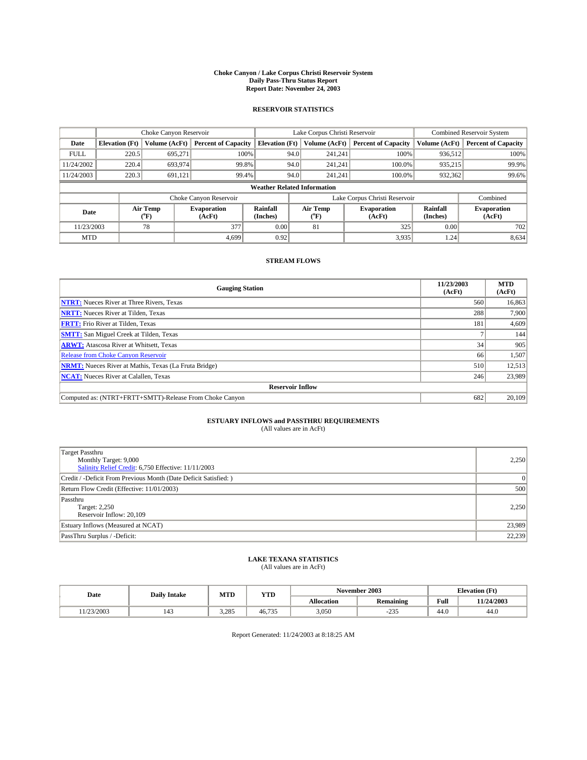# Choke Canyon / Lake Corpus Christi Reservoir System
## Daily Pass-Thru Status Report
### Report Date: November 24, 2003

## RESERVOIR STATISTICS

| | Choke Canyon Reservoir | | | Lake Corpus Christi Reservoir | | | Combined Reservoir System | |
|---|---|---|---|---|---|---|---|---|
| Date | Elevation (Ft) | Volume (AcFt) | Percent of Capacity | Elevation (Ft) | Volume (AcFt) | Percent of Capacity | Volume (AcFt) | Percent of Capacity |
| FULL | 220.5 | 695,271 | 100% | 94.0 | 241,241 | 100% | 936,512 | 100% |
| 11/24/2002 | 220.4 | 693,974 | 99.8% | 94.0 | 241,241 | 100.0% | 935,215 | 99.9% |
| 11/24/2003 | 220.3 | 691,121 | 99.4% | 94.0 | 241,241 | 100.0% | 932,362 | 99.6% |

**Weather Related Information**

| | Choke Canyon Reservoir | | | Lake Corpus Christi Reservoir | | | Combined |
|---|---|---|---|---|---|---|---|
| Date | Air Temp (°F) | Evaporation (AcFt) | Rainfall (Inches) | Air Temp (°F) | Evaporation (AcFt) | Rainfall (Inches) | Evaporation (AcFt) |
| 11/23/2003 | 78 | 377 | 0.00 | 81 | 325 | 0.00 | 702 |
| MTD | | 4,699 | 0.92 | | 3,935 | 1.24 | 8,634 |

## STREAM FLOWS

| Gauging Station | 11/23/2003 (AcFt) | MTD (AcFt) |
|---|---|---|
| **NTRT:** Nueces River at Three Rivers, Texas | 560 | 16,863 |
| **NRTT:** Nueces River at Tilden, Texas | 288 | 7,900 |
| **FRTT:** Frio River at Tilden, Texas | 181 | 4,609 |
| **SMTT:** San Miguel Creek at Tilden, Texas | 7 | 144 |
| **ARWT:** Atascosa River at Whitsett, Texas | 34 | 905 |
| Release from Choke Canyon Reservoir | 66 | 1,507 |
| **NRMT:** Nueces River at Mathis, Texas (La Fruta Bridge) | 510 | 12,513 |
| **NCAT:** Nueces River at Calallen, Texas | 246 | 23,989 |
| **Reservoir Inflow** | | |
| Computed as: (NTRT+FRTT+SMTT)-Release From Choke Canyon | 682 | 20,109 |

## ESTUARY INFLOWS and PASSTHRU REQUIREMENTS
(All values are in AcFt)

| | |
|---|---|
| Target Passthru<br>Monthly Target: 9,000<br>Salinity Relief Credit: 6,750 Effective: 11/11/2003 | 2,250 |
| Credit / -Deficit From Previous Month (Date Deficit Satisfied: ) | 0 |
| Return Flow Credit (Effective: 11/01/2003) | 500 |
| Passthru<br>Target: 2,250<br>Reservoir Inflow: 20,109 | 2,250 |
| Estuary Inflows (Measured at NCAT) | 23,989 |
| PassThru Surplus / -Deficit: | 22,239 |

## LAKE TEXANA STATISTICS
(All values are in AcFt)

| Date | Daily Intake | MTD | YTD | November 2003 | | Elevation (Ft) | |
|---|---|---|---|---|---|---|---|
| | | | | Allocation | Remaining | Full | 11/24/2003 |
| 11/23/2003 | 143 | 3,285 | 46,735 | 3,050 | -235 | 44.0 | 44.0 |

Report Generated: 11/24/2003 at 8:18:25 AM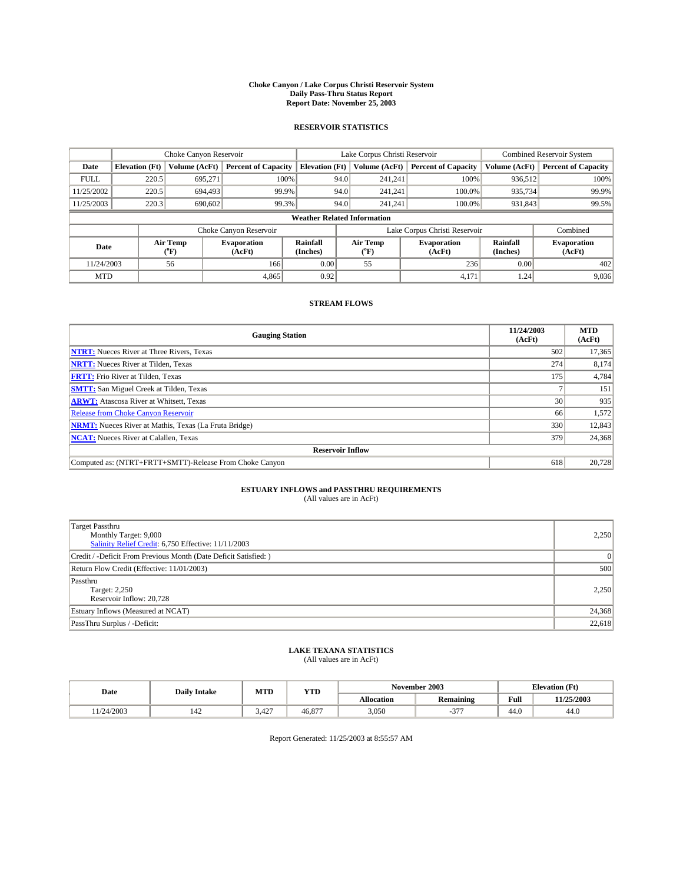# Choke Canyon / Lake Corpus Christi Reservoir System
## Daily Pass-Thru Status Report
## Report Date: November 25, 2003

### RESERVOIR STATISTICS

| | Choke Canyon Reservoir | | | Lake Corpus Christi Reservoir | | | Combined Reservoir System | |
|---|---|---|---|---|---|---|---|---|
| Date | Elevation (Ft) | Volume (AcFt) | Percent of Capacity | Elevation (Ft) | Volume (AcFt) | Percent of Capacity | Volume (AcFt) | Percent of Capacity |
| FULL | 220.5 | 695,271 | 100% | 94.0 | 241,241 | 100% | 936,512 | 100% |
| 11/25/2002 | 220.5 | 694,493 | 99.9% | 94.0 | 241,241 | 100.0% | 935,734 | 99.9% |
| 11/25/2003 | 220.3 | 690,602 | 99.3% | 94.0 | 241,241 | 100.0% | 931,843 | 99.5% |

**Weather Related Information**

| | Choke Canyon Reservoir | | | Lake Corpus Christi Reservoir | | | Combined |
|---|---|---|---|---|---|---|---|
| Date | Air Temp (°F) | Evaporation (AcFt) | Rainfall (Inches) | Air Temp (°F) | Evaporation (AcFt) | Rainfall (Inches) | Evaporation (AcFt) |
| 11/24/2003 | 56 | 166 | 0.00 | 55 | 236 | 0.00 | 402 |
| MTD | | 4,865 | 0.92 | | 4,171 | 1.24 | 9,036 |

### STREAM FLOWS

| Gauging Station | 11/24/2003 (AcFt) | MTD (AcFt) |
|---|---|---|
| **NTRT:** Nueces River at Three Rivers, Texas | 502 | 17,365 |
| **NRTT:** Nueces River at Tilden, Texas | 274 | 8,174 |
| **FRTT:** Frio River at Tilden, Texas | 175 | 4,784 |
| **SMTT:** San Miguel Creek at Tilden, Texas | 7 | 151 |
| **ARWT:** Atascosa River at Whitsett, Texas | 30 | 935 |
| Release from Choke Canyon Reservoir | 66 | 1,572 |
| **NRMT:** Nueces River at Mathis, Texas (La Fruta Bridge) | 330 | 12,843 |
| **NCAT:** Nueces River at Calallen, Texas | 379 | 24,368 |
| **Reservoir Inflow** | | |
| Computed as: (NTRT+FRTT+SMTT)-Release From Choke Canyon | 618 | 20,728 |

### ESTUARY INFLOWS and PASSTHRU REQUIREMENTS
(All values are in AcFt)

| | |
|---|---|
| Target Passthru<br>Monthly Target: 9,000<br>Salinity Relief Credit: 6,750 Effective: 11/11/2003 | 2,250 |
| Credit / -Deficit From Previous Month (Date Deficit Satisfied: ) | 0 |
| Return Flow Credit (Effective: 11/01/2003) | 500 |
| Passthru<br>Target: 2,250<br>Reservoir Inflow: 20,728 | 2,250 |
| Estuary Inflows (Measured at NCAT) | 24,368 |
| PassThru Surplus / -Deficit: | 22,618 |

### LAKE TEXANA STATISTICS
(All values are in AcFt)

| Date | Daily Intake | MTD | YTD | November 2003 | | Elevation (Ft) | |
|---|---|---|---|---|---|---|---|
| | | | | Allocation | Remaining | Full | 11/25/2003 |
| 11/24/2003 | 142 | 3,427 | 46,877 | 3,050 | -377 | 44.0 | 44.0 |

Report Generated: 11/25/2003 at 8:55:57 AM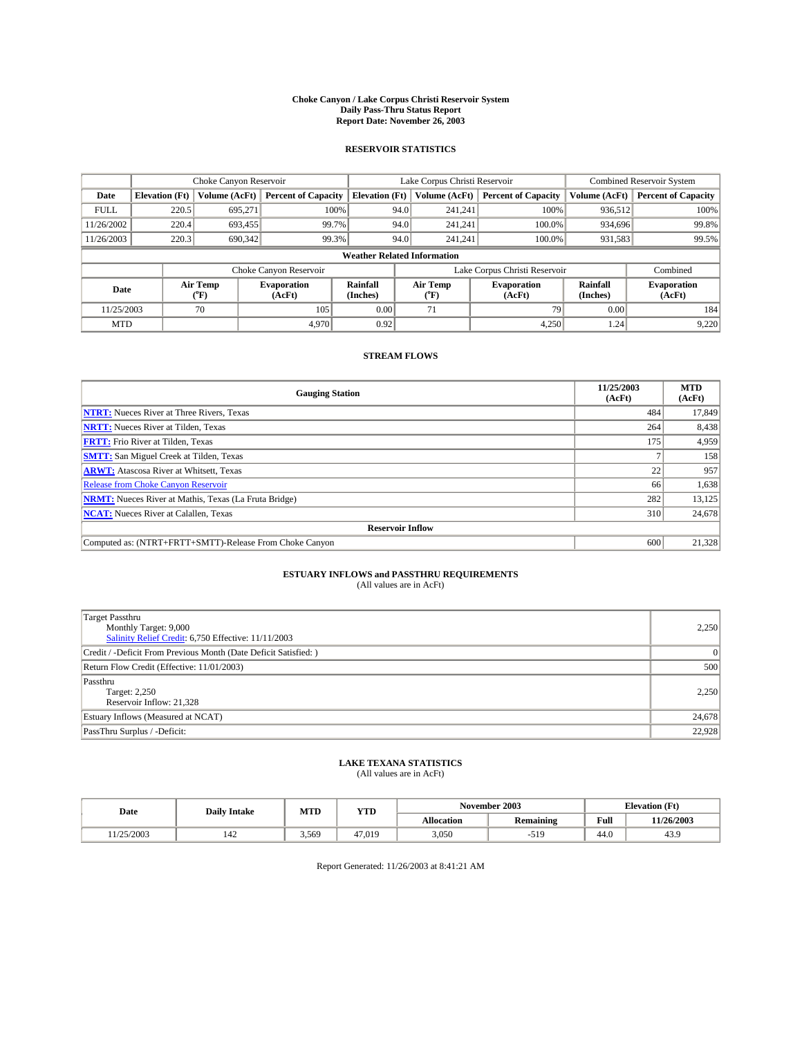# Choke Canyon / Lake Corpus Christi Reservoir System
## Daily Pass-Thru Status Report
### Report Date: November 26, 2003

## RESERVOIR STATISTICS

| | Choke Canyon Reservoir | | | Lake Corpus Christi Reservoir | | | Combined Reservoir System | |
|---|---|---|---|---|---|---|---|---|
| Date | Elevation (Ft) | Volume (AcFt) | Percent of Capacity | Elevation (Ft) | Volume (AcFt) | Percent of Capacity | Volume (AcFt) | Percent of Capacity |
| FULL | 220.5 | 695,271 | 100% | 94.0 | 241,241 | 100% | 936,512 | 100% |
| 11/26/2002 | 220.4 | 693,455 | 99.7% | 94.0 | 241,241 | 100.0% | 934,696 | 99.8% |
| 11/26/2003 | 220.3 | 690,342 | 99.3% | 94.0 | 241,241 | 100.0% | 931,583 | 99.5% |

**Weather Related Information**

| | Choke Canyon Reservoir | | | Lake Corpus Christi Reservoir | | | Combined |
|---|---|---|---|---|---|---|---|
| Date | Air Temp (°F) | Evaporation (AcFt) | Rainfall (Inches) | Air Temp (°F) | Evaporation (AcFt) | Rainfall (Inches) | Evaporation (AcFt) |
| 11/25/2003 | 70 | 105 | 0.00 | 71 | 79 | 0.00 | 184 |
| MTD | | 4,970 | 0.92 | | 4,250 | 1.24 | 9,220 |

## STREAM FLOWS

| Gauging Station | 11/25/2003 (AcFt) | MTD (AcFt) |
|---|---|---|
| **NTRT:** Nueces River at Three Rivers, Texas | 484 | 17,849 |
| **NRTT:** Nueces River at Tilden, Texas | 264 | 8,438 |
| **FRTT:** Frio River at Tilden, Texas | 175 | 4,959 |
| **SMTT:** San Miguel Creek at Tilden, Texas | 7 | 158 |
| **ARWT:** Atascosa River at Whitsett, Texas | 22 | 957 |
| Release from Choke Canyon Reservoir | 66 | 1,638 |
| **NRMT:** Nueces River at Mathis, Texas (La Fruta Bridge) | 282 | 13,125 |
| **NCAT:** Nueces River at Calallen, Texas | 310 | 24,678 |
| **Reservoir Inflow** | | |
| Computed as: (NTRT+FRTT+SMTT)-Release From Choke Canyon | 600 | 21,328 |

## ESTUARY INFLOWS and PASSTHRU REQUIREMENTS
(All values are in AcFt)

| | |
|---|---|
| Target Passthru<br>Monthly Target: 9,000<br>Salinity Relief Credit: 6,750 Effective: 11/11/2003 | 2,250 |
| Credit / -Deficit From Previous Month (Date Deficit Satisfied: ) | 0 |
| Return Flow Credit (Effective: 11/01/2003) | 500 |
| Passthru<br>Target: 2,250<br>Reservoir Inflow: 21,328 | 2,250 |
| Estuary Inflows (Measured at NCAT) | 24,678 |
| PassThru Surplus / -Deficit: | 22,928 |

## LAKE TEXANA STATISTICS
(All values are in AcFt)

| Date | Daily Intake | MTD | YTD | November 2003 | | Elevation (Ft) | |
|---|---|---|---|---|---|---|---|
| | | | | Allocation | Remaining | Full | 11/26/2003 |
| 11/25/2003 | 142 | 3,569 | 47,019 | 3,050 | -519 | 44.0 | 43.9 |

Report Generated: 11/26/2003 at 8:41:21 AM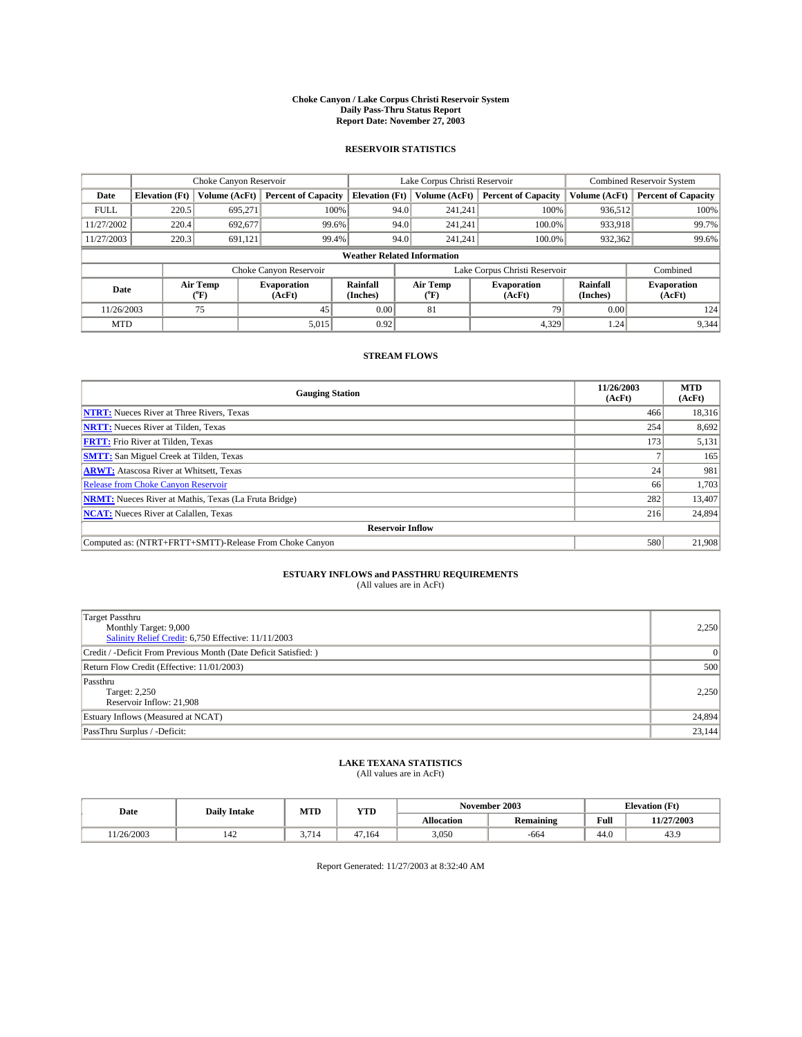# Choke Canyon / Lake Corpus Christi Reservoir System
## Daily Pass-Thru Status Report
## Report Date: November 27, 2003

### RESERVOIR STATISTICS

| | Choke Canyon Reservoir | | | Lake Corpus Christi Reservoir | | | Combined Reservoir System | |
|---|---|---|---|---|---|---|---|---|
| Date | Elevation (Ft) | Volume (AcFt) | Percent of Capacity | Elevation (Ft) | Volume (AcFt) | Percent of Capacity | Volume (AcFt) | Percent of Capacity |
| FULL | 220.5 | 695,271 | 100% | 94.0 | 241,241 | 100% | 936,512 | 100% |
| 11/27/2002 | 220.4 | 692,677 | 99.6% | 94.0 | 241,241 | 100.0% | 933,918 | 99.7% |
| 11/27/2003 | 220.3 | 691,121 | 99.4% | 94.0 | 241,241 | 100.0% | 932,362 | 99.6% |

**Weather Related Information**

| | Choke Canyon Reservoir | | | Lake Corpus Christi Reservoir | | | Combined |
|---|---|---|---|---|---|---|---|
| Date | Air Temp (°F) | Evaporation (AcFt) | Rainfall (Inches) | Air Temp (°F) | Evaporation (AcFt) | Rainfall (Inches) | Evaporation (AcFt) |
| 11/26/2003 | 75 | 45 | 0.00 | 81 | 79 | 0.00 | 124 |
| MTD | | 5,015 | 0.92 | | 4,329 | 1.24 | 9,344 |

### STREAM FLOWS

| Gauging Station | 11/26/2003 (AcFt) | MTD (AcFt) |
|---|---|---|
| **NTRT:** Nueces River at Three Rivers, Texas | 466 | 18,316 |
| **NRTT:** Nueces River at Tilden, Texas | 254 | 8,692 |
| **FRTT:** Frio River at Tilden, Texas | 173 | 5,131 |
| **SMTT:** San Miguel Creek at Tilden, Texas | 7 | 165 |
| **ARWT:** Atascosa River at Whitsett, Texas | 24 | 981 |
| Release from Choke Canyon Reservoir | 66 | 1,703 |
| **NRMT:** Nueces River at Mathis, Texas (La Fruta Bridge) | 282 | 13,407 |
| **NCAT:** Nueces River at Calallen, Texas | 216 | 24,894 |
| **Reservoir Inflow** | | |
| Computed as: (NTRT+FRTT+SMTT)-Release From Choke Canyon | 580 | 21,908 |

### ESTUARY INFLOWS and PASSTHRU REQUIREMENTS
(All values are in AcFt)

| | |
|---|---|
| Target Passthru<br>Monthly Target: 9,000<br>Salinity Relief Credit: 6,750 Effective: 11/11/2003 | 2,250 |
| Credit / -Deficit From Previous Month (Date Deficit Satisfied: ) | 0 |
| Return Flow Credit (Effective: 11/01/2003) | 500 |
| Passthru<br>Target: 2,250<br>Reservoir Inflow: 21,908 | 2,250 |
| Estuary Inflows (Measured at NCAT) | 24,894 |
| PassThru Surplus / -Deficit: | 23,144 |

### LAKE TEXANA STATISTICS
(All values are in AcFt)

| Date | Daily Intake | MTD | YTD | November 2003 | | Elevation (Ft) | |
|---|---|---|---|---|---|---|---|
| | | | | Allocation | Remaining | Full | 11/27/2003 |
| 11/26/2003 | 142 | 3,714 | 47,164 | 3,050 | -664 | 44.0 | 43.9 |

Report Generated: 11/27/2003 at 8:32:40 AM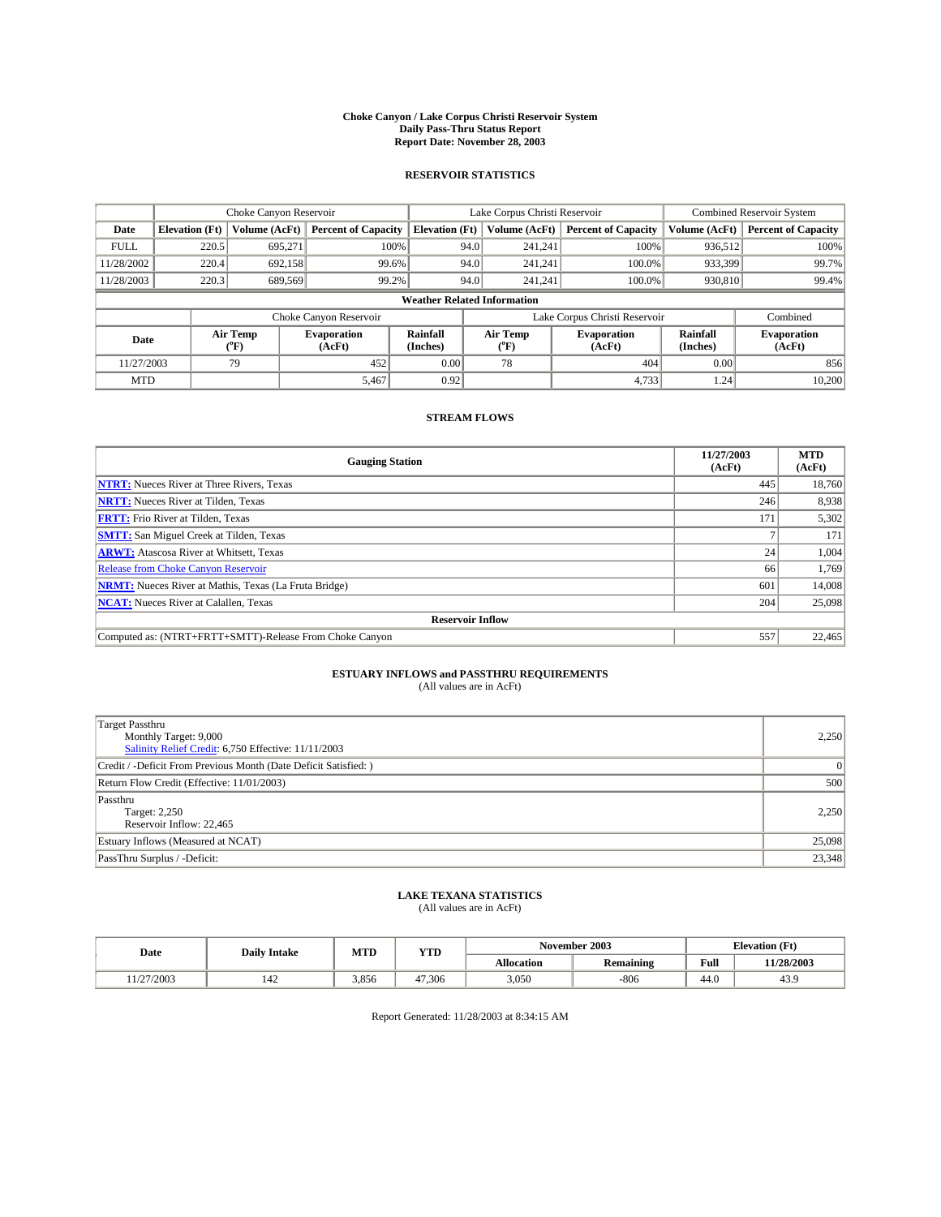# Choke Canyon / Lake Corpus Christi Reservoir System
## Daily Pass-Thru Status Report
### Report Date: November 28, 2003

## RESERVOIR STATISTICS

| | Choke Canyon Reservoir | | | Lake Corpus Christi Reservoir | | | Combined Reservoir System | |
|---|---|---|---|---|---|---|---|---|
| Date | Elevation (Ft) | Volume (AcFt) | Percent of Capacity | Elevation (Ft) | Volume (AcFt) | Percent of Capacity | Volume (AcFt) | Percent of Capacity |
| FULL | 220.5 | 695,271 | 100% | 94.0 | 241,241 | 100% | 936,512 | 100% |
| 11/28/2002 | 220.4 | 692,158 | 99.6% | 94.0 | 241,241 | 100.0% | 933,399 | 99.7% |
| 11/28/2003 | 220.3 | 689,569 | 99.2% | 94.0 | 241,241 | 100.0% | 930,810 | 99.4% |

**Weather Related Information**

| | Choke Canyon Reservoir | | | Lake Corpus Christi Reservoir | | | Combined |
|---|---|---|---|---|---|---|---|
| Date | Air Temp (°F) | Evaporation (AcFt) | Rainfall (Inches) | Air Temp (°F) | Evaporation (AcFt) | Rainfall (Inches) | Evaporation (AcFt) |
| 11/27/2003 | 79 | 452 | 0.00 | 78 | 404 | 0.00 | 856 |
| MTD | | 5,467 | 0.92 | | 4,733 | 1.24 | 10,200 |

## STREAM FLOWS

| Gauging Station | 11/27/2003 (AcFt) | MTD (AcFt) |
|---|---|---|
| **NTRT:** Nueces River at Three Rivers, Texas | 445 | 18,760 |
| **NRTT:** Nueces River at Tilden, Texas | 246 | 8,938 |
| **FRTT:** Frio River at Tilden, Texas | 171 | 5,302 |
| **SMTT:** San Miguel Creek at Tilden, Texas | 7 | 171 |
| **ARWT:** Atascosa River at Whitsett, Texas | 24 | 1,004 |
| Release from Choke Canyon Reservoir | 66 | 1,769 |
| **NRMT:** Nueces River at Mathis, Texas (La Fruta Bridge) | 601 | 14,008 |
| **NCAT:** Nueces River at Calallen, Texas | 204 | 25,098 |
| **Reservoir Inflow** | | |
| Computed as: (NTRT+FRTT+SMTT)-Release From Choke Canyon | 557 | 22,465 |

## ESTUARY INFLOWS and PASSTHRU REQUIREMENTS
(All values are in AcFt)

| | |
|---|---|
| Target Passthru<br>Monthly Target: 9,000<br>Salinity Relief Credit: 6,750 Effective: 11/11/2003 | 2,250 |
| Credit / -Deficit From Previous Month (Date Deficit Satisfied: ) | 0 |
| Return Flow Credit (Effective: 11/01/2003) | 500 |
| Passthru<br>Target: 2,250<br>Reservoir Inflow: 22,465 | 2,250 |
| Estuary Inflows (Measured at NCAT) | 25,098 |
| PassThru Surplus / -Deficit: | 23,348 |

## LAKE TEXANA STATISTICS
(All values are in AcFt)

| Date | Daily Intake | MTD | YTD | November 2003 | | Elevation (Ft) | |
|---|---|---|---|---|---|---|---|
| | | | | Allocation | Remaining | Full | 11/28/2003 |
| 11/27/2003 | 142 | 3,856 | 47,306 | 3,050 | -806 | 44.0 | 43.9 |

Report Generated: 11/28/2003 at 8:34:15 AM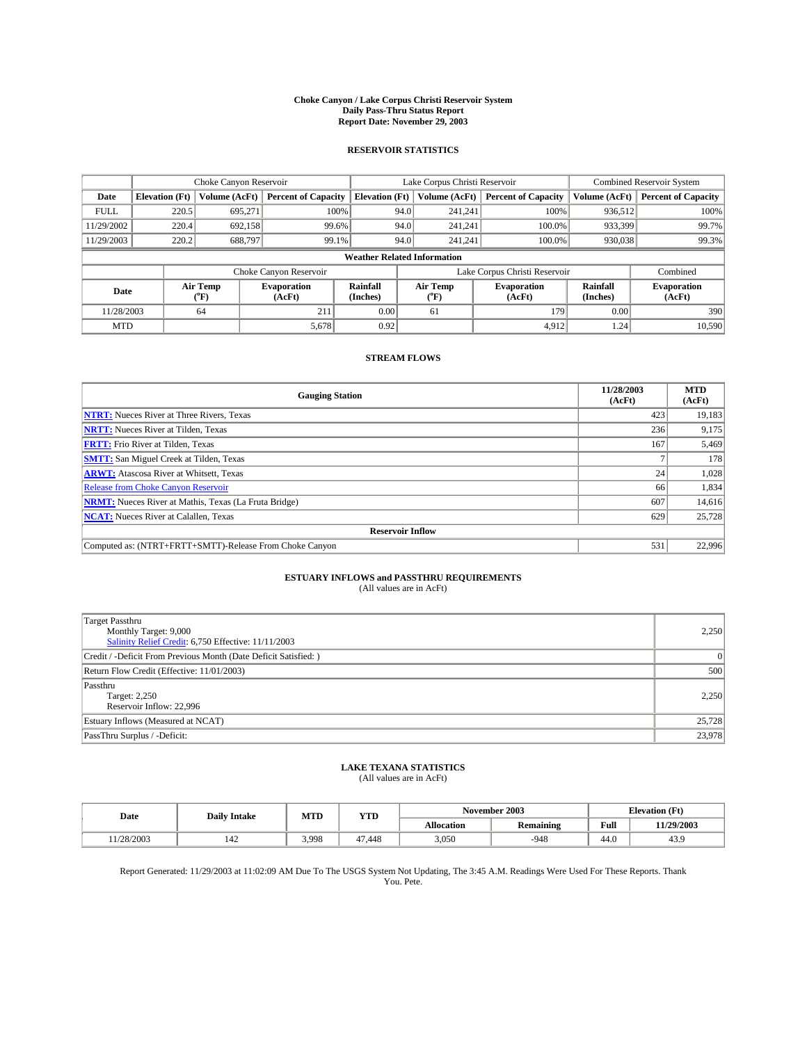# Choke Canyon / Lake Corpus Christi Reservoir System
## Daily Pass-Thru Status Report
## Report Date: November 29, 2003

### RESERVOIR STATISTICS

| | Choke Canyon Reservoir | | | Lake Corpus Christi Reservoir | | | Combined Reservoir System | |
|---|---|---|---|---|---|---|---|---|
| Date | Elevation (Ft) | Volume (AcFt) | Percent of Capacity | Elevation (Ft) | Volume (AcFt) | Percent of Capacity | Volume (AcFt) | Percent of Capacity |
| FULL | 220.5 | 695,271 | 100% | 94.0 | 241,241 | 100% | 936,512 | 100% |
| 11/29/2002 | 220.4 | 692,158 | 99.6% | 94.0 | 241,241 | 100.0% | 933,399 | 99.7% |
| 11/29/2003 | 220.2 | 688,797 | 99.1% | 94.0 | 241,241 | 100.0% | 930,038 | 99.3% |

**Weather Related Information**

| | Choke Canyon Reservoir | | | Lake Corpus Christi Reservoir | | | Combined |
|---|---|---|---|---|---|---|---|
| Date | Air Temp (°F) | Evaporation (AcFt) | Rainfall (Inches) | Air Temp (°F) | Evaporation (AcFt) | Rainfall (Inches) | Evaporation (AcFt) |
| 11/28/2003 | 64 | 211 | 0.00 | 61 | 179 | 0.00 | 390 |
| MTD | | 5,678 | 0.92 | | 4,912 | 1.24 | 10,590 |

### STREAM FLOWS

| Gauging Station | 11/28/2003 (AcFt) | MTD (AcFt) |
|---|---|---|
| NTRT: Nueces River at Three Rivers, Texas | 423 | 19,183 |
| NRTT: Nueces River at Tilden, Texas | 236 | 9,175 |
| FRTT: Frio River at Tilden, Texas | 167 | 5,469 |
| SMTT: San Miguel Creek at Tilden, Texas | 7 | 178 |
| ARWT: Atascosa River at Whitsett, Texas | 24 | 1,028 |
| Release from Choke Canyon Reservoir | 66 | 1,834 |
| NRMT: Nueces River at Mathis, Texas (La Fruta Bridge) | 607 | 14,616 |
| NCAT: Nueces River at Calallen, Texas | 629 | 25,728 |
| **Reservoir Inflow** | | |
| Computed as: (NTRT+FRTT+SMTT)-Release From Choke Canyon | 531 | 22,996 |

### ESTUARY INFLOWS and PASSTHRU REQUIREMENTS
(All values are in AcFt)

| | |
|---|---|
| Target Passthru<br>Monthly Target: 9,000<br>Salinity Relief Credit: 6,750 Effective: 11/11/2003 | 2,250 |
| Credit / -Deficit From Previous Month (Date Deficit Satisfied: ) | 0 |
| Return Flow Credit (Effective: 11/01/2003) | 500 |
| Passthru<br>Target: 2,250<br>Reservoir Inflow: 22,996 | 2,250 |
| Estuary Inflows (Measured at NCAT) | 25,728 |
| PassThru Surplus / -Deficit: | 23,978 |

### LAKE TEXANA STATISTICS
(All values are in AcFt)

| Date | Daily Intake | MTD | YTD | November 2003 | | Elevation (Ft) | |
|---|---|---|---|---|---|---|---|
| | | | | Allocation | Remaining | Full | 11/29/2003 |
| 11/28/2003 | 142 | 3,998 | 47,448 | 3,050 | -948 | 44.0 | 43.9 |

Report Generated: 11/29/2003 at 11:02:09 AM Due To The USGS System Not Updating, The 3:45 A.M. Readings Were Used For These Reports. Thank You. Pete.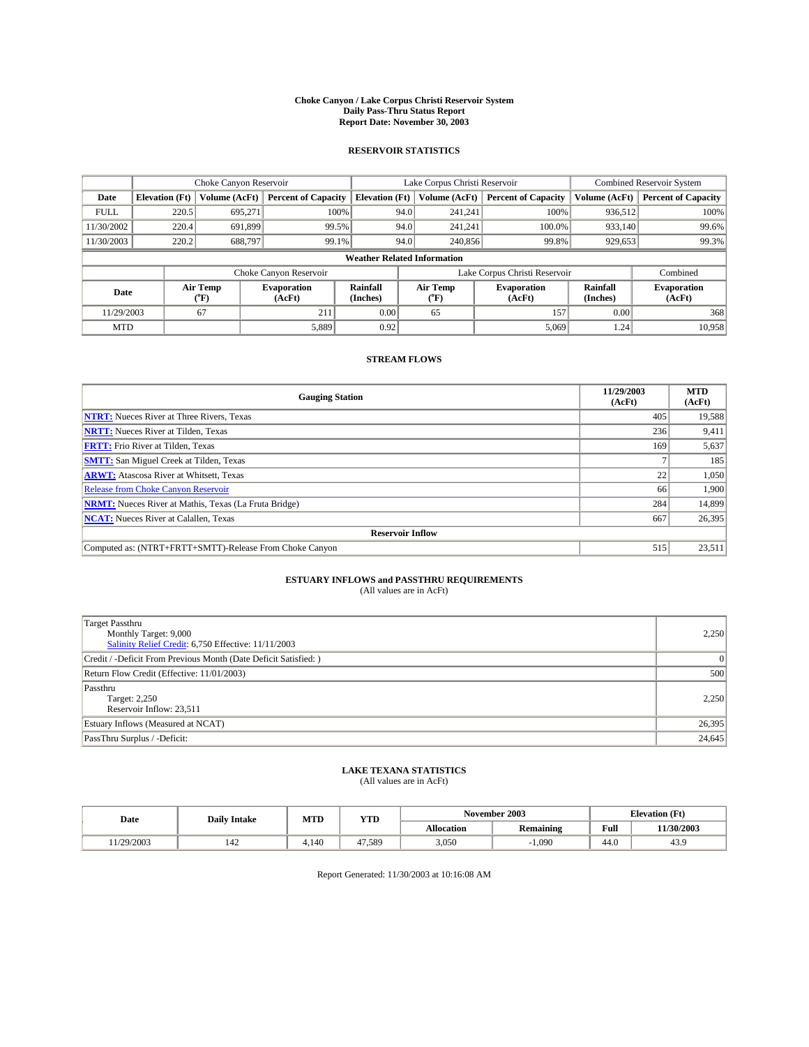**Choke Canyon / Lake Corpus Christi Reservoir System**
**Daily Pass-Thru Status Report**
**Report Date: November 30, 2003**

## RESERVOIR STATISTICS

| | Choke Canyon Reservoir | | | Lake Corpus Christi Reservoir | | | Combined Reservoir System | |
|---|---|---|---|---|---|---|---|---|
| **Date** | **Elevation (Ft)** | **Volume (AcFt)** | **Percent of Capacity** | **Elevation (Ft)** | **Volume (AcFt)** | **Percent of Capacity** | **Volume (AcFt)** | **Percent of Capacity** |
| FULL | 220.5 | 695,271 | 100% | 94.0 | 241,241 | 100% | 936,512 | 100% |
| 11/30/2002 | 220.4 | 691,899 | 99.5% | 94.0 | 241,241 | 100.0% | 933,140 | 99.6% |
| 11/30/2003 | 220.2 | 688,797 | 99.1% | 94.0 | 240,856 | 99.8% | 929,653 | 99.3% |

**Weather Related Information**

| | Choke Canyon Reservoir | | | Lake Corpus Christi Reservoir | | | Combined |
|---|---|---|---|---|---|---|---|
| **Date** | **Air Temp (°F)** | **Evaporation (AcFt)** | **Rainfall (Inches)** | **Air Temp (°F)** | **Evaporation (AcFt)** | **Rainfall (Inches)** | **Evaporation (AcFt)** |
| 11/29/2003 | 67 | 211 | 0.00 | 65 | 157 | 0.00 | 368 |
| MTD | | 5,889 | 0.92 | | 5,069 | 1.24 | 10,958 |

## STREAM FLOWS

| Gauging Station | 11/29/2003 (AcFt) | MTD (AcFt) |
|---|---|---|
| **NTRT:** Nueces River at Three Rivers, Texas | 405 | 19,588 |
| **NRTT:** Nueces River at Tilden, Texas | 236 | 9,411 |
| **FRTT:** Frio River at Tilden, Texas | 169 | 5,637 |
| **SMTT:** San Miguel Creek at Tilden, Texas | 7 | 185 |
| **ARWT:** Atascosa River at Whitsett, Texas | 22 | 1,050 |
| Release from Choke Canyon Reservoir | 66 | 1,900 |
| **NRMT:** Nueces River at Mathis, Texas (La Fruta Bridge) | 284 | 14,899 |
| **NCAT:** Nueces River at Calallen, Texas | 667 | 26,395 |
| **Reservoir Inflow** | | |
| Computed as: (NTRT+FRTT+SMTT)-Release From Choke Canyon | 515 | 23,511 |

## ESTUARY INFLOWS and PASSTHRU REQUIREMENTS

(All values are in AcFt)

| | |
|---|---|
| Target Passthru<br>Monthly Target: 9,000<br>Salinity Relief Credit: 6,750 Effective: 11/11/2003 | 2,250 |
| Credit / -Deficit From Previous Month (Date Deficit Satisfied: ) | 0 |
| Return Flow Credit (Effective: 11/01/2003) | 500 |
| Passthru<br>Target: 2,250<br>Reservoir Inflow: 23,511 | 2,250 |
| Estuary Inflows (Measured at NCAT) | 26,395 |
| PassThru Surplus / -Deficit: | 24,645 |

## LAKE TEXANA STATISTICS

(All values are in AcFt)

| Date | Daily Intake | MTD | YTD | November 2003 | | Elevation (Ft) | |
|---|---|---|---|---|---|---|---|
| | | | | **Allocation** | **Remaining** | **Full** | **11/30/2003** |
| 11/29/2003 | 142 | 4,140 | 47,589 | 3,050 | -1,090 | 44.0 | 43.9 |

Report Generated: 11/30/2003 at 10:16:08 AM